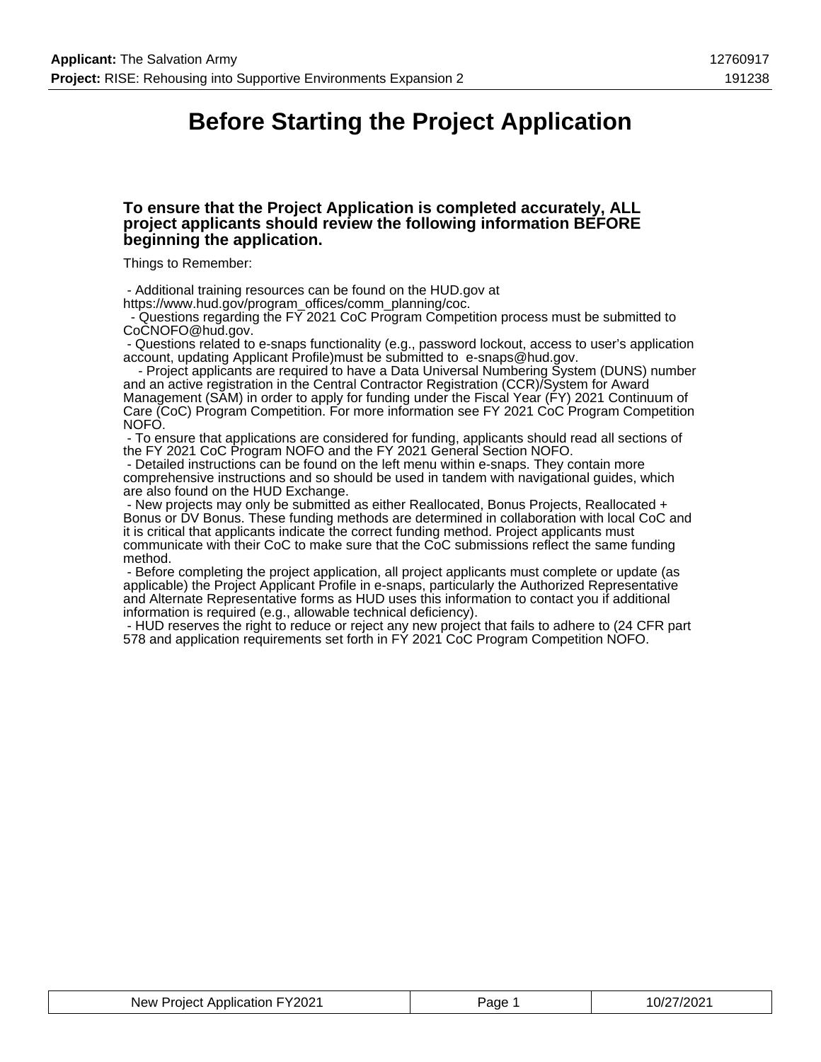# Before Starting the Project Application

### To ensure that the Project Application is completed accurately, ALL project applicants should review the following information BEFORE beginning the application.

Things to Remember:

- Additional training resources can be found on the HUD.gov at https://www.hud.gov/program_offices/comm_planning/coc.
- Questions regarding the FY 2021 CoC Program Competition process must be submitted to CoCNOFO@hud.gov.
- Questions related to e-snaps functionality (e.g., password lockout, access to user's application account, updating Applicant Profile)must be submitted to e-snaps@hud.gov.
- Project applicants are required to have a Data Universal Numbering System (DUNS) number and an active registration in the Central Contractor Registration (CCR)/System for Award Management (SAM) in order to apply for funding under the Fiscal Year (FY) 2021 Continuum of Care (CoC) Program Competition. For more information see FY 2021 CoC Program Competition NOFO.
- To ensure that applications are considered for funding, applicants should read all sections of the FY 2021 CoC Program NOFO and the FY 2021 General Section NOFO.
- Detailed instructions can be found on the left menu within e-snaps. They contain more comprehensive instructions and so should be used in tandem with navigational guides, which are also found on the HUD Exchange.
- New projects may only be submitted as either Reallocated, Bonus Projects, Reallocated + Bonus or DV Bonus. These funding methods are determined in collaboration with local CoC and it is critical that applicants indicate the correct funding method. Project applicants must communicate with their CoC to make sure that the CoC submissions reflect the same funding method.
- Before completing the project application, all project applicants must complete or update (as applicable) the Project Applicant Profile in e-snaps, particularly the Authorized Representative and Alternate Representative forms as HUD uses this information to contact you if additional information is required (e.g., allowable technical deficiency).
- HUD reserves the right to reduce or reject any new project that fails to adhere to (24 CFR part 578 and application requirements set forth in FY 2021 CoC Program Competition NOFO.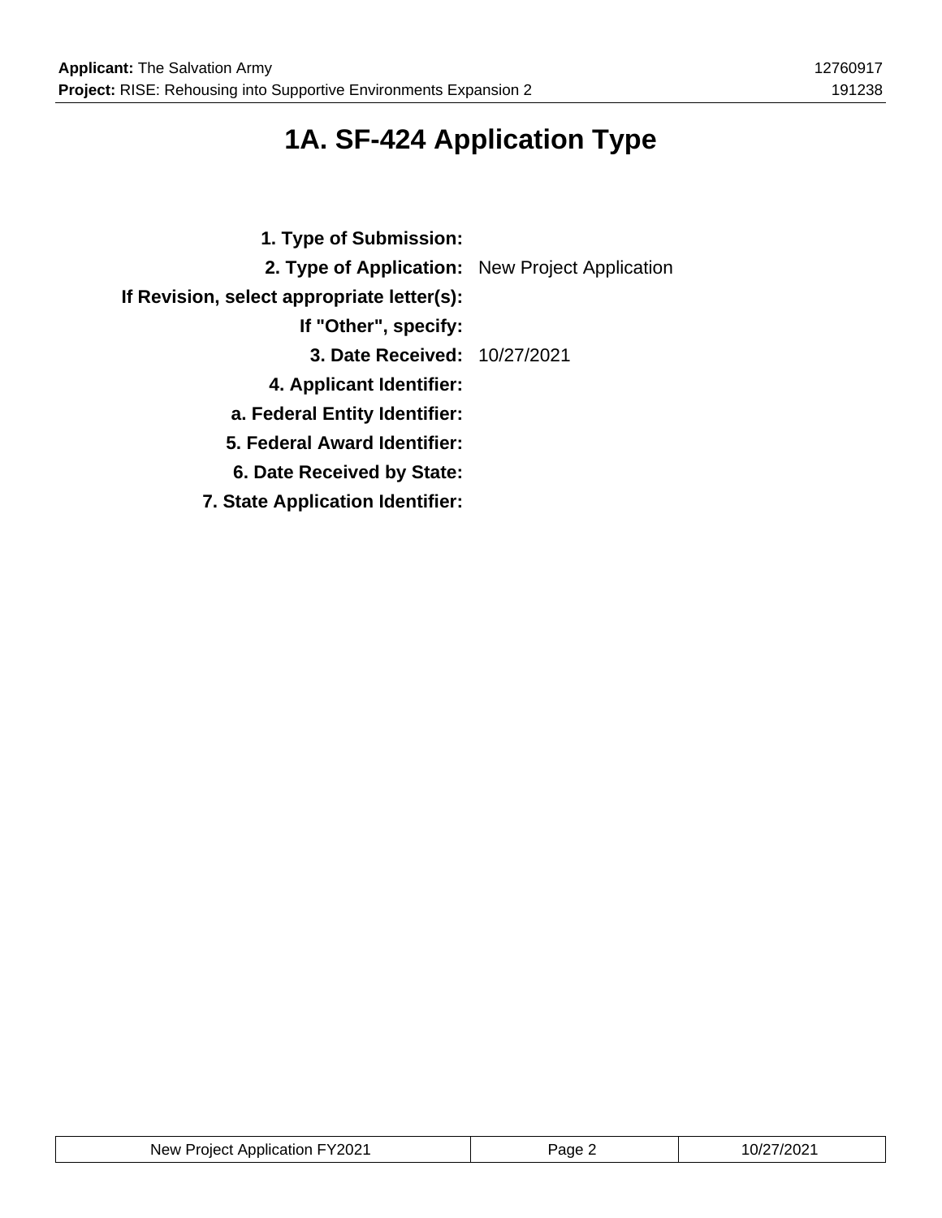# 1A. SF-424 Application Type

**1. Type of Submission:**

**2. Type of Application:** New Project Application

**If Revision, select appropriate letter(s):**

**If "Other", specify:**

**3. Date Received:** 10/27/2021

**4. Applicant Identifier:**

**a. Federal Entity Identifier:**

**5. Federal Award Identifier:**

**6. Date Received by State:**

**7. State Application Identifier:**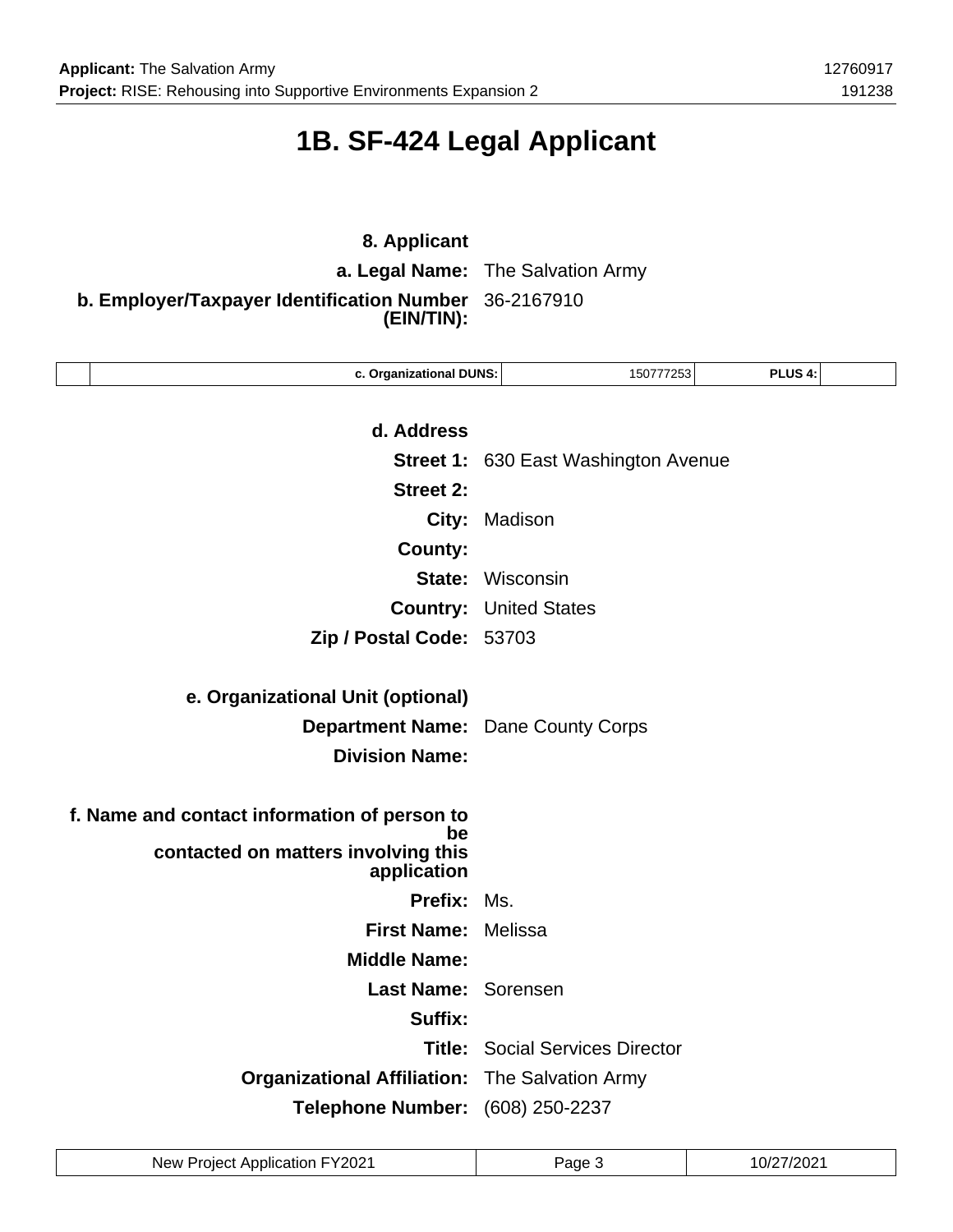# 1B. SF-424 Legal Applicant

**8. Applicant**

**a. Legal Name:** The Salvation Army

**b. Employer/Taxpayer Identification Number (EIN/TIN):** 36-2167910

| | c. Organizational DUNS: | 150777253 | PLUS 4: | |
|---|---|---|---|---|

**d. Address**

**Street 1:** 630 East Washington Avenue

**Street 2:**

**City:** Madison

**County:**

**State:** Wisconsin

**Country:** United States

**Zip / Postal Code:** 53703

**e. Organizational Unit (optional)**

**Department Name:** Dane County Corps

**Division Name:**

**f. Name and contact information of person to be contacted on matters involving this application**

**Prefix:** Ms.

**First Name:** Melissa

**Middle Name:**

**Last Name:** Sorensen

**Suffix:**

**Title:** Social Services Director

**Organizational Affiliation:** The Salvation Army

**Telephone Number:** (608) 250-2237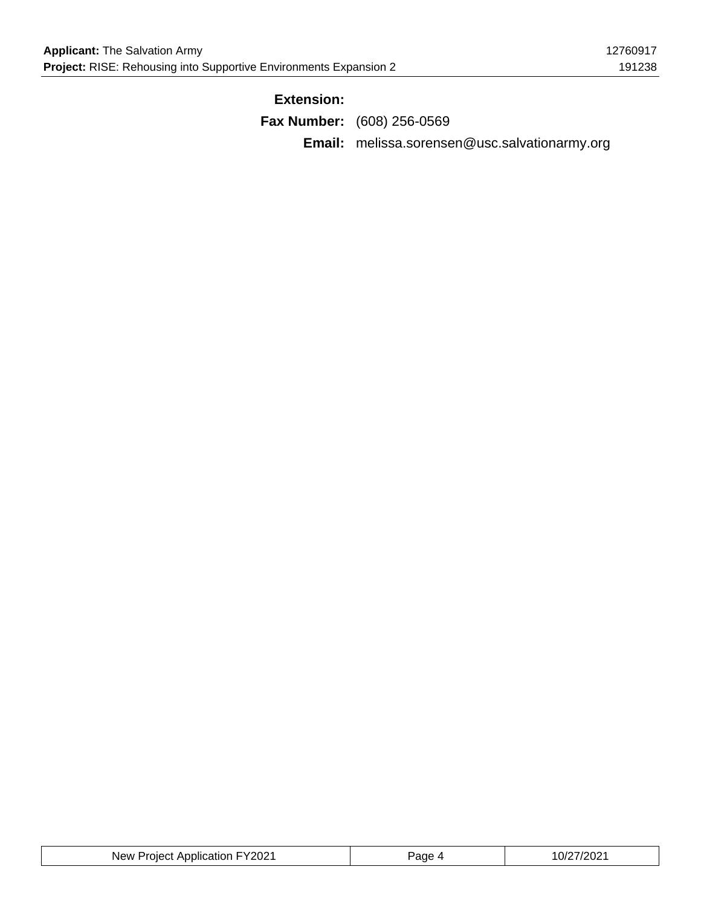**Extension:**

**Fax Number:** (608) 256-0569

**Email:** melissa.sorensen@usc.salvationarmy.org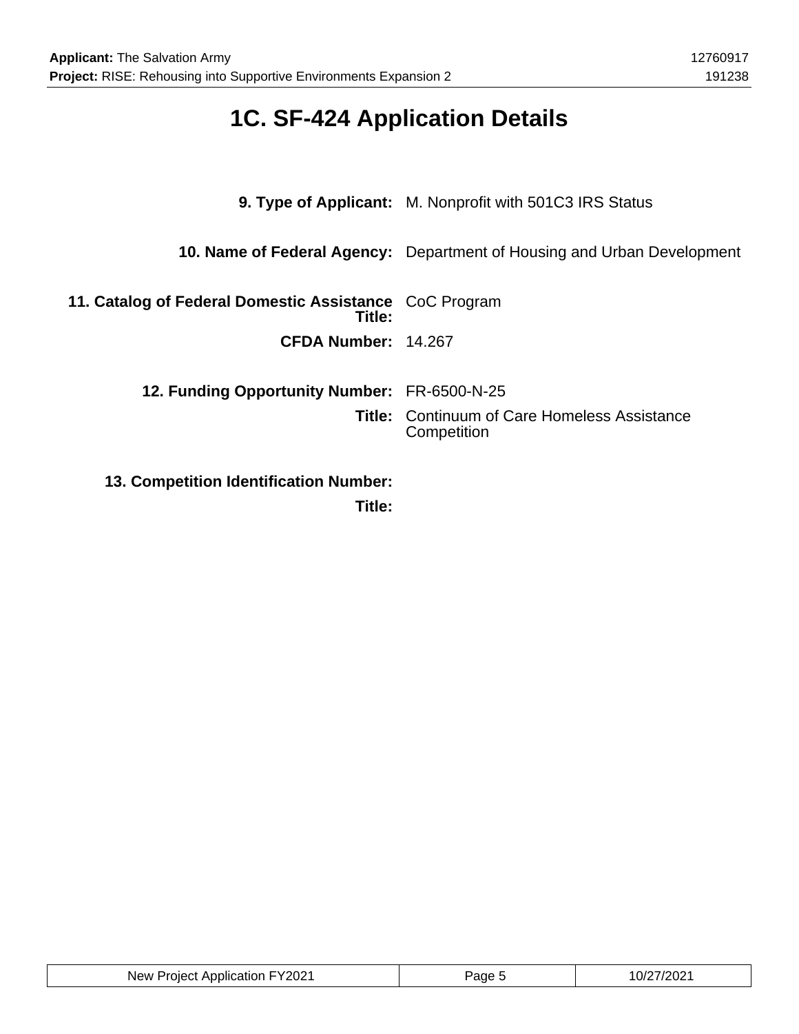# 1C. SF-424 Application Details

**9. Type of Applicant:** M. Nonprofit with 501C3 IRS Status

**10. Name of Federal Agency:** Department of Housing and Urban Development

**11. Catalog of Federal Domestic Assistance Title:** CoC Program

**CFDA Number:** 14.267

**12. Funding Opportunity Number:** FR-6500-N-25

**Title:** Continuum of Care Homeless Assistance Competition

**13. Competition Identification Number:**

**Title:**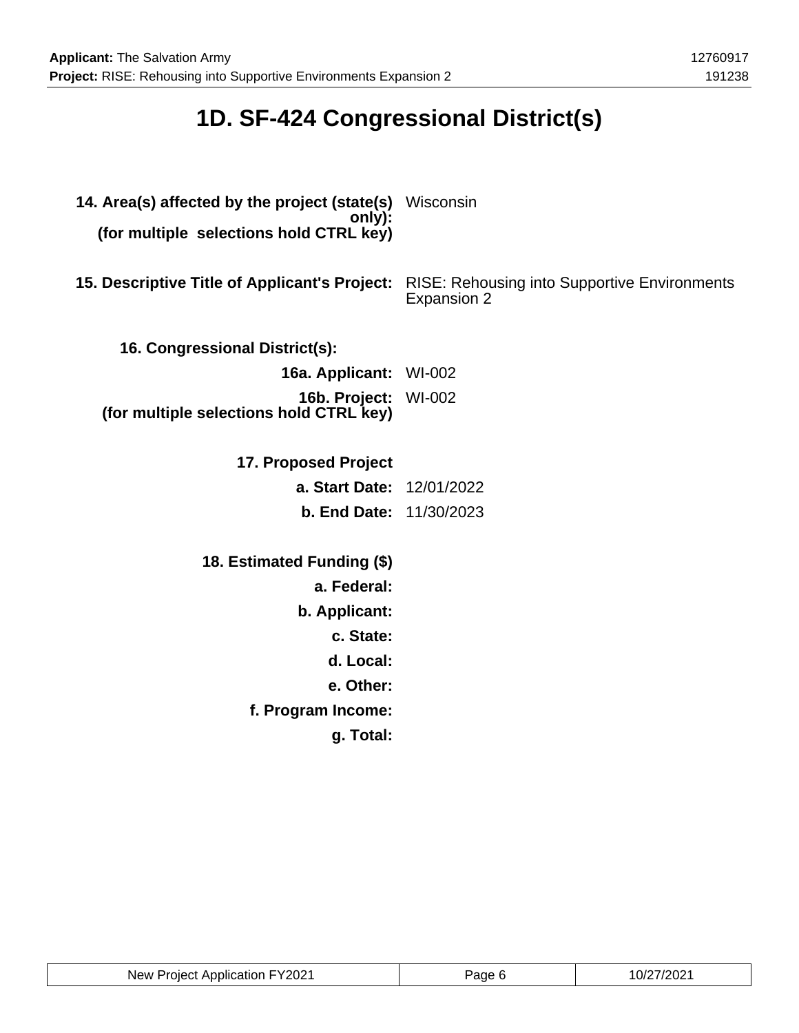# 1D. SF-424 Congressional District(s)

**14. Area(s) affected by the project (state(s) only):**
**(for multiple selections hold CTRL key)** Wisconsin

**15. Descriptive Title of Applicant's Project:** RISE: Rehousing into Supportive Environments Expansion 2

**16. Congressional District(s):**

**16a. Applicant:** WI-002

**16b. Project:**
**(for multiple selections hold CTRL key)** WI-002

**17. Proposed Project**

**a. Start Date:** 12/01/2022

**b. End Date:** 11/30/2023

**18. Estimated Funding ($)**

**a. Federal:**

**b. Applicant:**

**c. State:**

**d. Local:**

**e. Other:**

**f. Program Income:**

**g. Total:**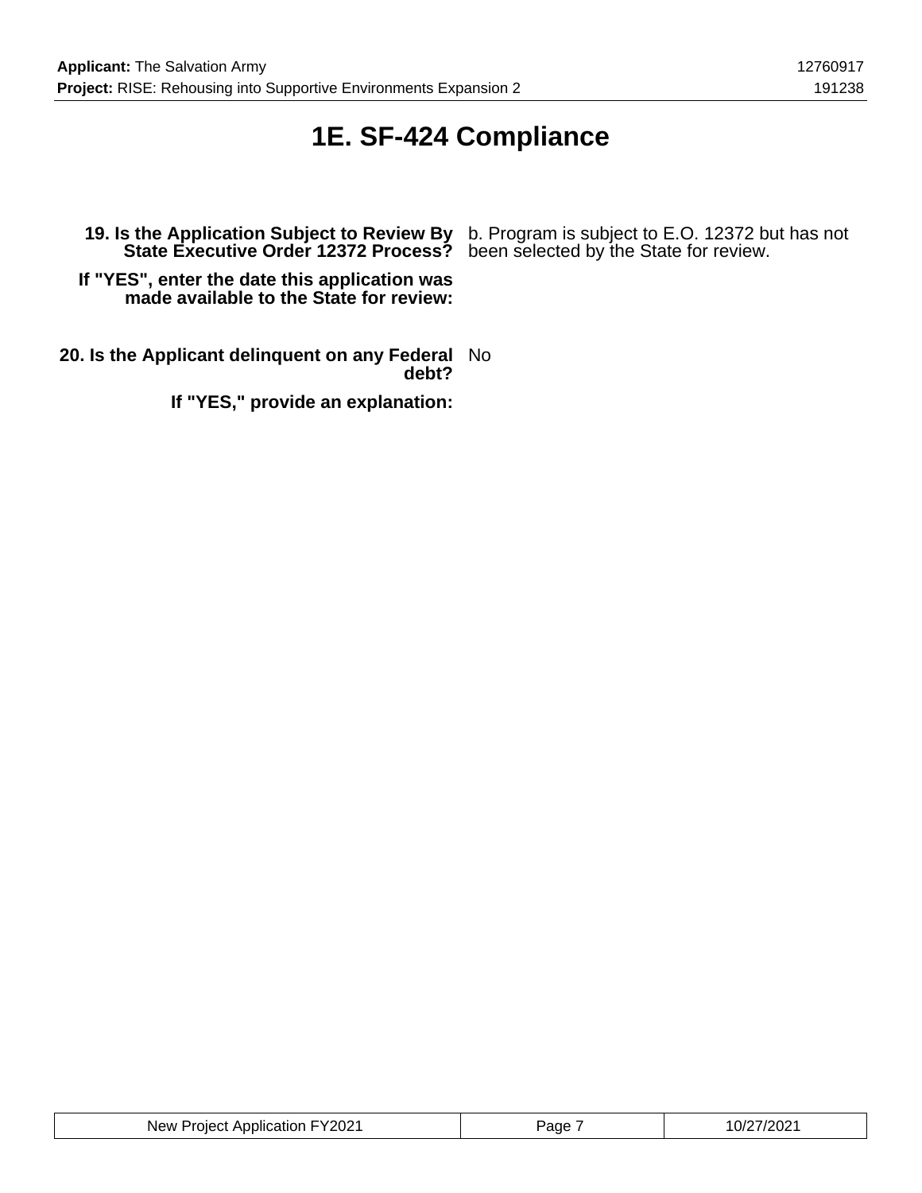# 1E. SF-424 Compliance

**19. Is the Application Subject to Review By State Executive Order 12372 Process?** b. Program is subject to E.O. 12372 but has not been selected by the State for review.

**If "YES", enter the date this application was made available to the State for review:**

**20. Is the Applicant delinquent on any Federal debt?** No

**If "YES," provide an explanation:**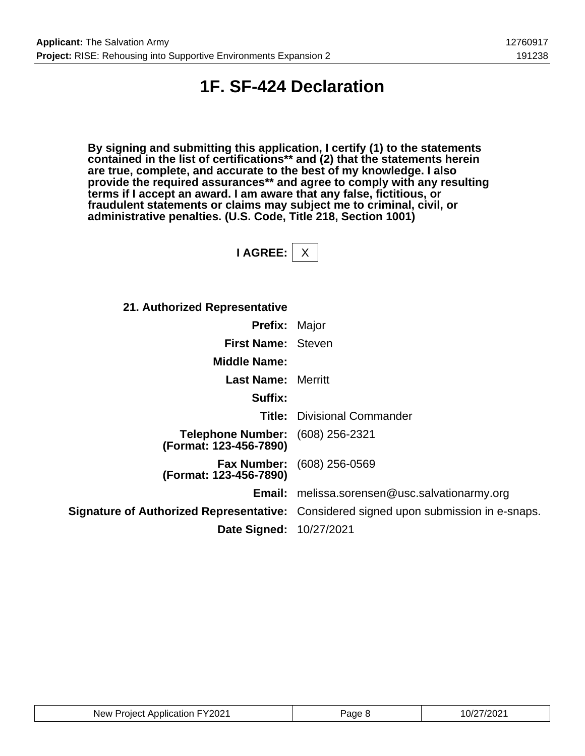# 1F. SF-424 Declaration

**By signing and submitting this application, I certify (1) to the statements contained in the list of certifications** and (2) that the statements herein are true, complete, and accurate to the best of my knowledge. I also provide the required assurances** and agree to comply with any resulting terms if I accept an award. I am aware that any false, fictitious, or fraudulent statements or claims may subject me to criminal, civil, or administrative penalties. (U.S. Code, Title 218, Section 1001)**

**I AGREE:** X

**21. Authorized Representative**

| | |
|---|---|
| **Prefix:** | Major |
| **First Name:** | Steven |
| **Middle Name:** | |
| **Last Name:** | Merritt |
| **Suffix:** | |
| **Title:** | Divisional Commander |
| **Telephone Number: (Format: 123-456-7890)** | (608) 256-2321 |
| **Fax Number: (Format: 123-456-7890)** | (608) 256-0569 |
| **Email:** | melissa.sorensen@usc.salvationarmy.org |
| **Signature of Authorized Representative:** | Considered signed upon submission in e-snaps. |
| **Date Signed:** | 10/27/2021 |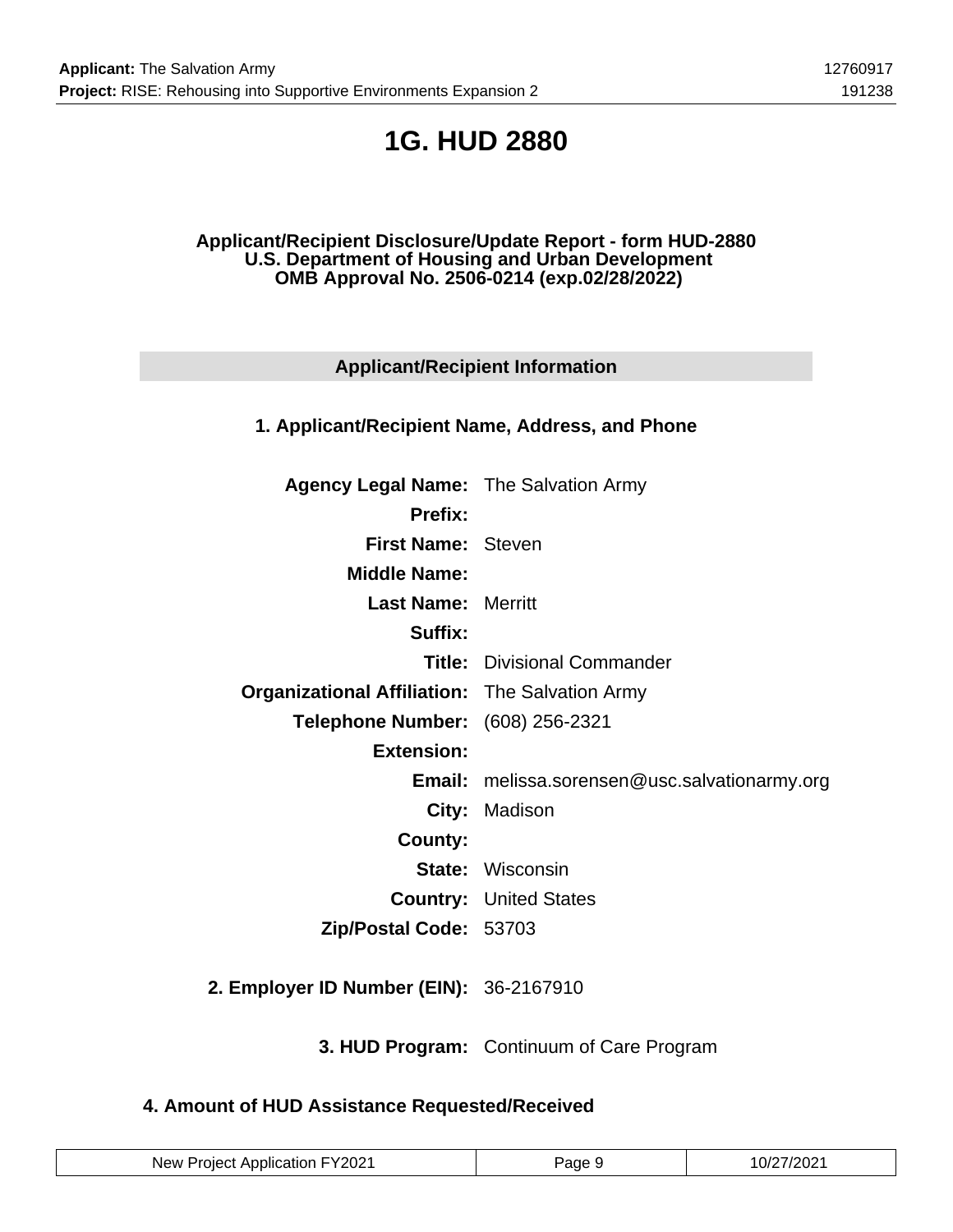# 1G. HUD 2880

**Applicant/Recipient Disclosure/Update Report - form HUD-2880**
**U.S. Department of Housing and Urban Development**
**OMB Approval No. 2506-0214 (exp.02/28/2022)**

## Applicant/Recipient Information

### 1. Applicant/Recipient Name, Address, and Phone

| | |
|---|---|
| **Agency Legal Name:** | The Salvation Army |
| **Prefix:** | |
| **First Name:** | Steven |
| **Middle Name:** | |
| **Last Name:** | Merritt |
| **Suffix:** | |
| **Title:** | Divisional Commander |
| **Organizational Affiliation:** | The Salvation Army |
| **Telephone Number:** | (608) 256-2321 |
| **Extension:** | |
| **Email:** | melissa.sorensen@usc.salvationarmy.org |
| **City:** | Madison |
| **County:** | |
| **State:** | Wisconsin |
| **Country:** | United States |
| **Zip/Postal Code:** | 53703 |

**2. Employer ID Number (EIN):** 36-2167910

**3. HUD Program:** Continuum of Care Program

### 4. Amount of HUD Assistance Requested/Received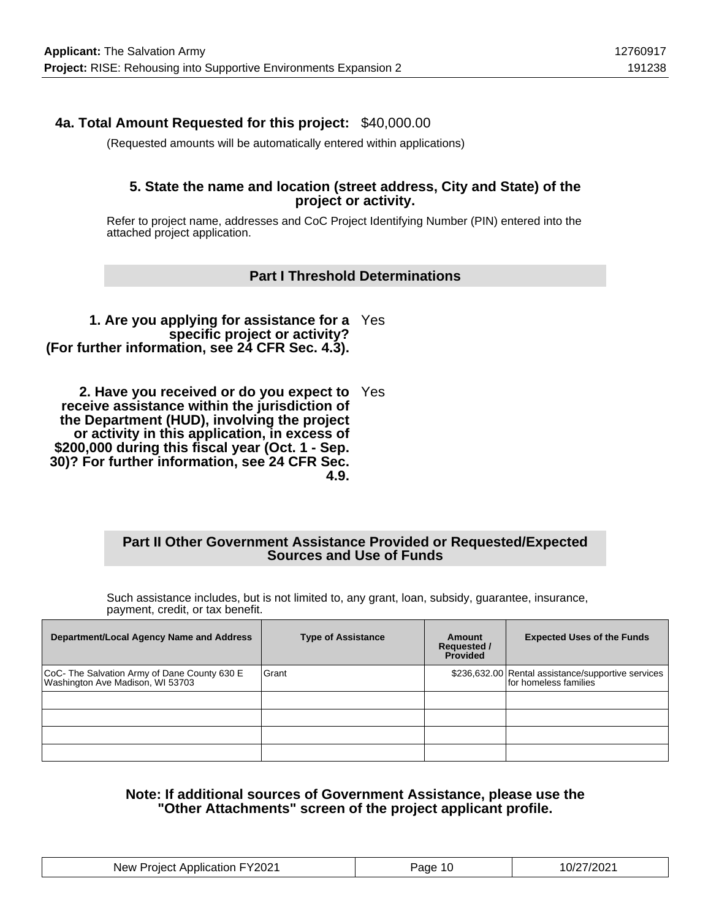**4a. Total Amount Requested for this project:** $40,000.00

(Requested amounts will be automatically entered within applications)

**5. State the name and location (street address, City and State) of the project or activity.**

Refer to project name, addresses and CoC Project Identifying Number (PIN) entered into the attached project application.

## Part I Threshold Determinations

**1. Are you applying for assistance for a specific project or activity? (For further information, see 24 CFR Sec. 4.3).** Yes

**2. Have you received or do you expect to receive assistance within the jurisdiction of the Department (HUD), involving the project or activity in this application, in excess of $200,000 during this fiscal year (Oct. 1 - Sep. 30)? For further information, see 24 CFR Sec. 4.9.** Yes

## Part II Other Government Assistance Provided or Requested/Expected Sources and Use of Funds

Such assistance includes, but is not limited to, any grant, loan, subsidy, guarantee, insurance, payment, credit, or tax benefit.

| Department/Local Agency Name and Address | Type of Assistance | Amount Requested / Provided | Expected Uses of the Funds |
|---|---|---|---|
| CoC- The Salvation Army of Dane County 630 E Washington Ave Madison, WI 53703 | Grant | $236,632.00 | Rental assistance/supportive services for homeless families |
| | | | |
| | | | |
| | | | |
| | | | |

**Note: If additional sources of Government Assistance, please use the "Other Attachments" screen of the project applicant profile.**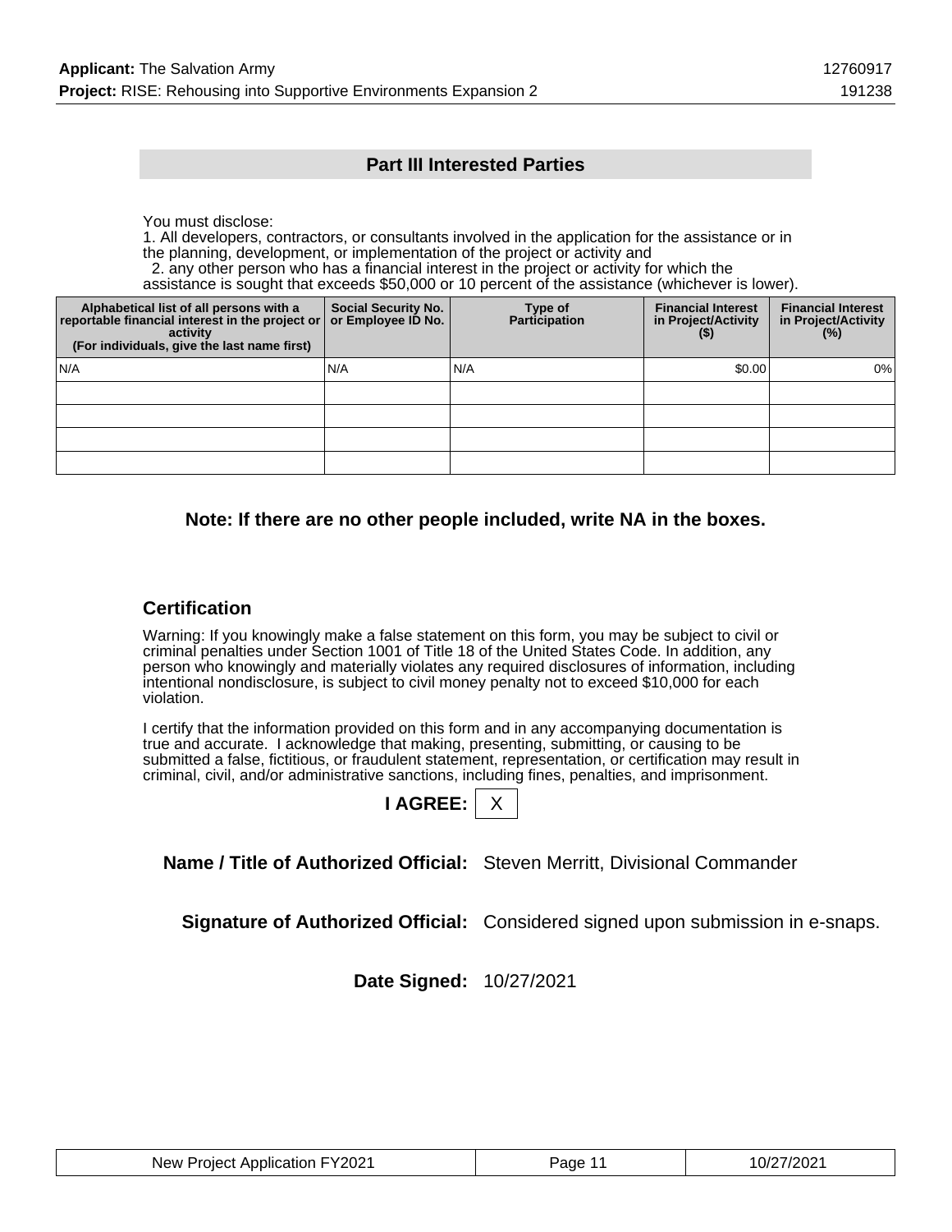## Part III Interested Parties

You must disclose:
1. All developers, contractors, or consultants involved in the application for the assistance or in the planning, development, or implementation of the project or activity and
2. any other person who has a financial interest in the project or activity for which the assistance is sought that exceeds $50,000 or 10 percent of the assistance (whichever is lower).

| Alphabetical list of all persons with a reportable financial interest in the project or activity (For individuals, give the last name first) | Social Security No. or Employee ID No. | Type of Participation | Financial Interest in Project/Activity ($) | Financial Interest in Project/Activity (%) |
|---|---|---|---|---|
| N/A | N/A | N/A | $0.00 | 0% |
| | | | | |
| | | | | |
| | | | | |
| | | | | |

**Note: If there are no other people included, write NA in the boxes.**

### Certification

Warning: If you knowingly make a false statement on this form, you may be subject to civil or criminal penalties under Section 1001 of Title 18 of the United States Code. In addition, any person who knowingly and materially violates any required disclosures of information, including intentional nondisclosure, is subject to civil money penalty not to exceed $10,000 for each violation.

I certify that the information provided on this form and in any accompanying documentation is true and accurate. I acknowledge that making, presenting, submitting, or causing to be submitted a false, fictitious, or fraudulent statement, representation, or certification may result in criminal, civil, and/or administrative sanctions, including fines, penalties, and imprisonment.

**I AGREE:** X

**Name / Title of Authorized Official:** Steven Merritt, Divisional Commander

**Signature of Authorized Official:** Considered signed upon submission in e-snaps.

**Date Signed:** 10/27/2021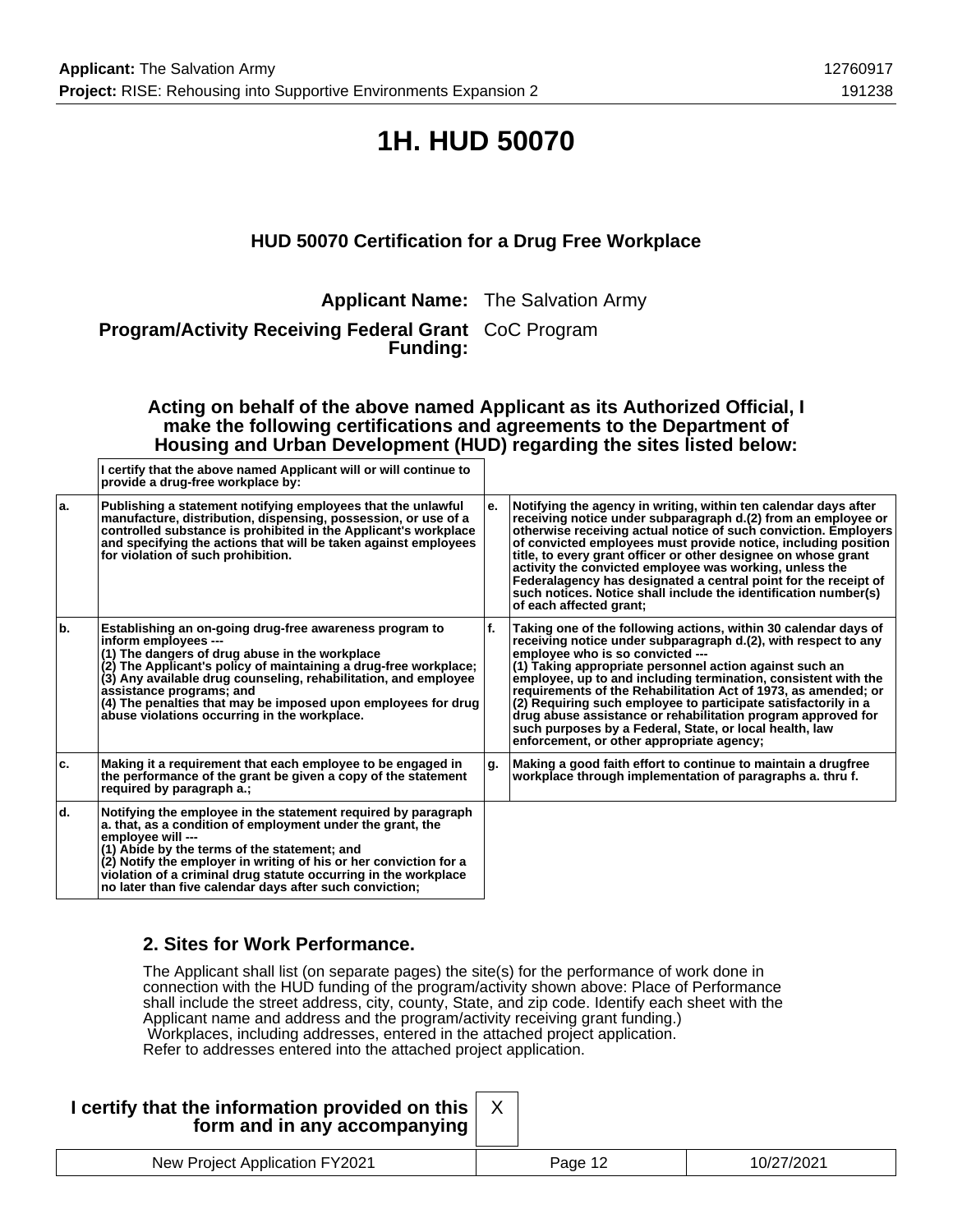# 1H. HUD 50070

### HUD 50070 Certification for a Drug Free Workplace

**Applicant Name:** The Salvation Army

**Program/Activity Receiving Federal Grant Funding:** CoC Program

**Acting on behalf of the above named Applicant as its Authorized Official, I make the following certifications and agreements to the Department of Housing and Urban Development (HUD) regarding the sites listed below:**

| | I certify that the above named Applicant will or will continue to provide a drug-free workplace by: | | |
|---|---|---|---|
| a. | Publishing a statement notifying employees that the unlawful manufacture, distribution, dispensing, possession, or use of a controlled substance is prohibited in the Applicant's workplace and specifying the actions that will be taken against employees for violation of such prohibition. | e. | Notifying the agency in writing, within ten calendar days after receiving notice under subparagraph d.(2) from an employee or otherwise receiving actual notice of such conviction. Employers of convicted employees must provide notice, including position title, to every grant officer or other designee on whose grant activity the convicted employee was working, unless the Federalagency has designated a central point for the receipt of such notices. Notice shall include the identification number(s) of each affected grant; |
| b. | Establishing an on-going drug-free awareness program to inform employees --- (1) The dangers of drug abuse in the workplace (2) The Applicant's policy of maintaining a drug-free workplace; (3) Any available drug counseling, rehabilitation, and employee assistance programs; and (4) The penalties that may be imposed upon employees for drug abuse violations occurring in the workplace. | f. | Taking one of the following actions, within 30 calendar days of receiving notice under subparagraph d.(2), with respect to any employee who is so convicted --- (1) Taking appropriate personnel action against such an employee, up to and including termination, consistent with the requirements of the Rehabilitation Act of 1973, as amended; or (2) Requiring such employee to participate satisfactorily in a drug abuse assistance or rehabilitation program approved for such purposes by a Federal, State, or local health, law enforcement, or other appropriate agency; |
| c. | Making it a requirement that each employee to be engaged in the performance of the grant be given a copy of the statement required by paragraph a.; | g. | Making a good faith effort to continue to maintain a drugfree workplace through implementation of paragraphs a. thru f. |
| d. | Notifying the employee in the statement required by paragraph a. that, as a condition of employment under the grant, the employee will --- (1) Abide by the terms of the statement; and (2) Notify the employer in writing of his or her conviction for a violation of a criminal drug statute occurring in the workplace no later than five calendar days after such conviction; | | |

### 2. Sites for Work Performance.

The Applicant shall list (on separate pages) the site(s) for the performance of work done in connection with the HUD funding of the program/activity shown above: Place of Performance shall include the street address, city, county, State, and zip code. Identify each sheet with the Applicant name and address and the program/activity receiving grant funding.)
Workplaces, including addresses, entered in the attached project application.
Refer to addresses entered into the attached project application.

**I certify that the information provided on this form and in any accompanying** X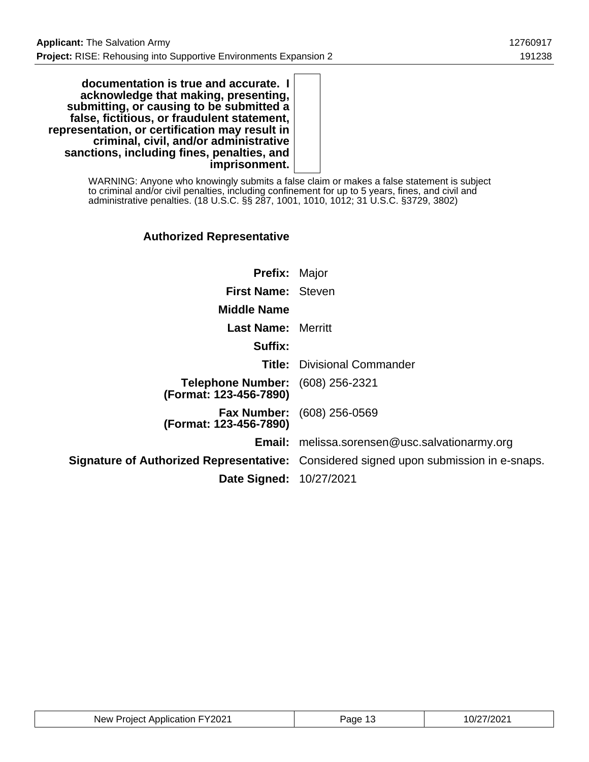**documentation is true and accurate. I acknowledge that making, presenting, submitting, or causing to be submitted a false, fictitious, or fraudulent statement, representation, or certification may result in criminal, civil, and/or administrative sanctions, including fines, penalties, and imprisonment.**

WARNING: Anyone who knowingly submits a false claim or makes a false statement is subject to criminal and/or civil penalties, including confinement for up to 5 years, fines, and civil and administrative penalties. (18 U.S.C. §§ 287, 1001, 1010, 1012; 31 U.S.C. §3729, 3802)

### Authorized Representative

**Prefix:** Major

**First Name:** Steven

**Middle Name**

**Last Name:** Merritt

**Suffix:**

**Title:** Divisional Commander

**Telephone Number: (Format: 123-456-7890)** (608) 256-2321

**Fax Number: (Format: 123-456-7890)** (608) 256-0569

**Email:** melissa.sorensen@usc.salvationarmy.org

**Signature of Authorized Representative:** Considered signed upon submission in e-snaps.

**Date Signed:** 10/27/2021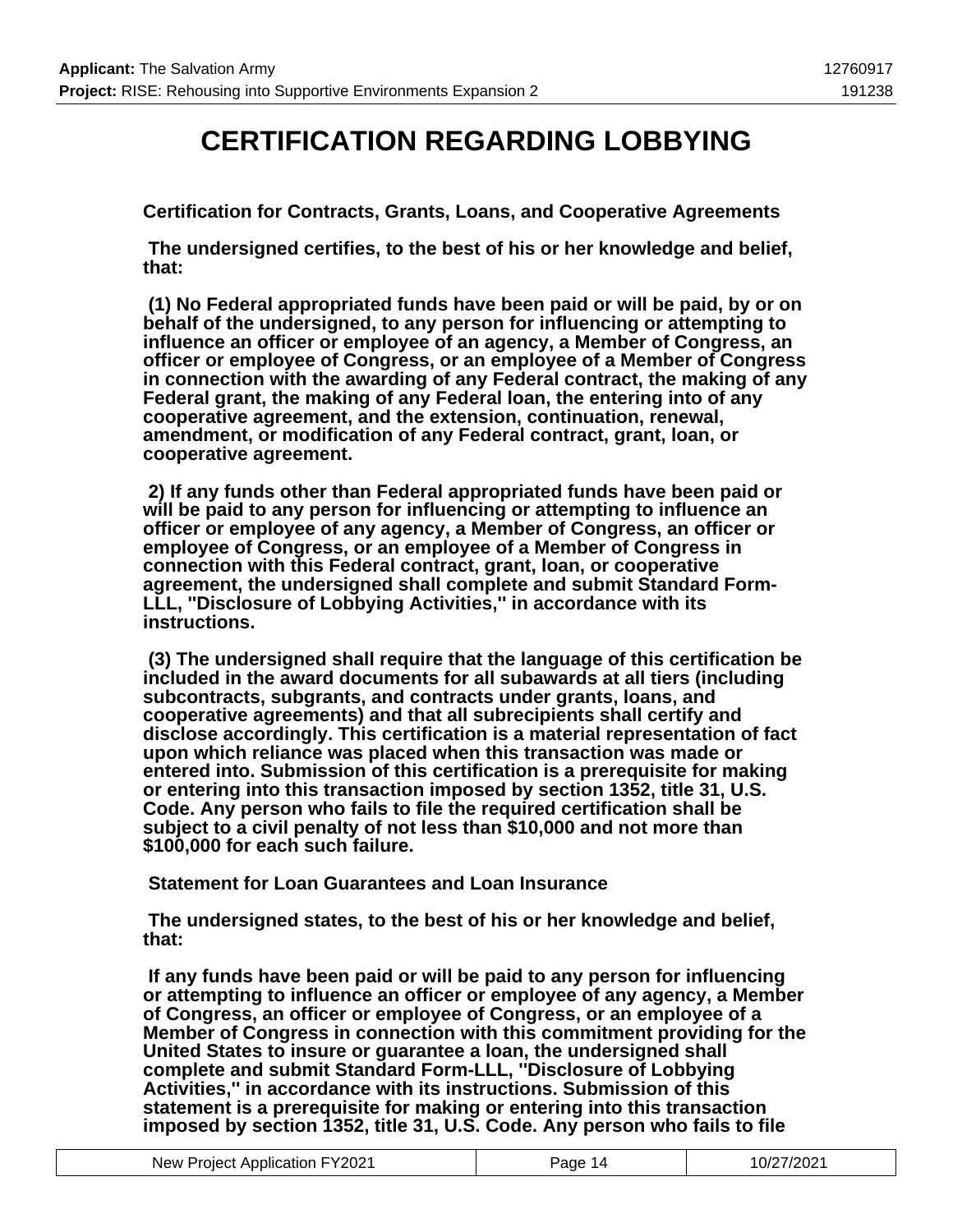# CERTIFICATION REGARDING LOBBYING

**Certification for Contracts, Grants, Loans, and Cooperative Agreements**

**The undersigned certifies, to the best of his or her knowledge and belief, that:**

**(1) No Federal appropriated funds have been paid or will be paid, by or on behalf of the undersigned, to any person for influencing or attempting to influence an officer or employee of an agency, a Member of Congress, an officer or employee of Congress, or an employee of a Member of Congress in connection with the awarding of any Federal contract, the making of any Federal grant, the making of any Federal loan, the entering into of any cooperative agreement, and the extension, continuation, renewal, amendment, or modification of any Federal contract, grant, loan, or cooperative agreement.**

**2) If any funds other than Federal appropriated funds have been paid or will be paid to any person for influencing or attempting to influence an officer or employee of any agency, a Member of Congress, an officer or employee of Congress, or an employee of a Member of Congress in connection with this Federal contract, grant, loan, or cooperative agreement, the undersigned shall complete and submit Standard Form-LLL, "Disclosure of Lobbying Activities," in accordance with its instructions.**

**(3) The undersigned shall require that the language of this certification be included in the award documents for all subawards at all tiers (including subcontracts, subgrants, and contracts under grants, loans, and cooperative agreements) and that all subrecipients shall certify and disclose accordingly. This certification is a material representation of fact upon which reliance was placed when this transaction was made or entered into. Submission of this certification is a prerequisite for making or entering into this transaction imposed by section 1352, title 31, U.S. Code. Any person who fails to file the required certification shall be subject to a civil penalty of not less than $10,000 and not more than $100,000 for each such failure.**

**Statement for Loan Guarantees and Loan Insurance**

**The undersigned states, to the best of his or her knowledge and belief, that:**

**If any funds have been paid or will be paid to any person for influencing or attempting to influence an officer or employee of any agency, a Member of Congress, an officer or employee of Congress, or an employee of a Member of Congress in connection with this commitment providing for the United States to insure or guarantee a loan, the undersigned shall complete and submit Standard Form-LLL, "Disclosure of Lobbying Activities," in accordance with its instructions. Submission of this statement is a prerequisite for making or entering into this transaction imposed by section 1352, title 31, U.S. Code. Any person who fails to file**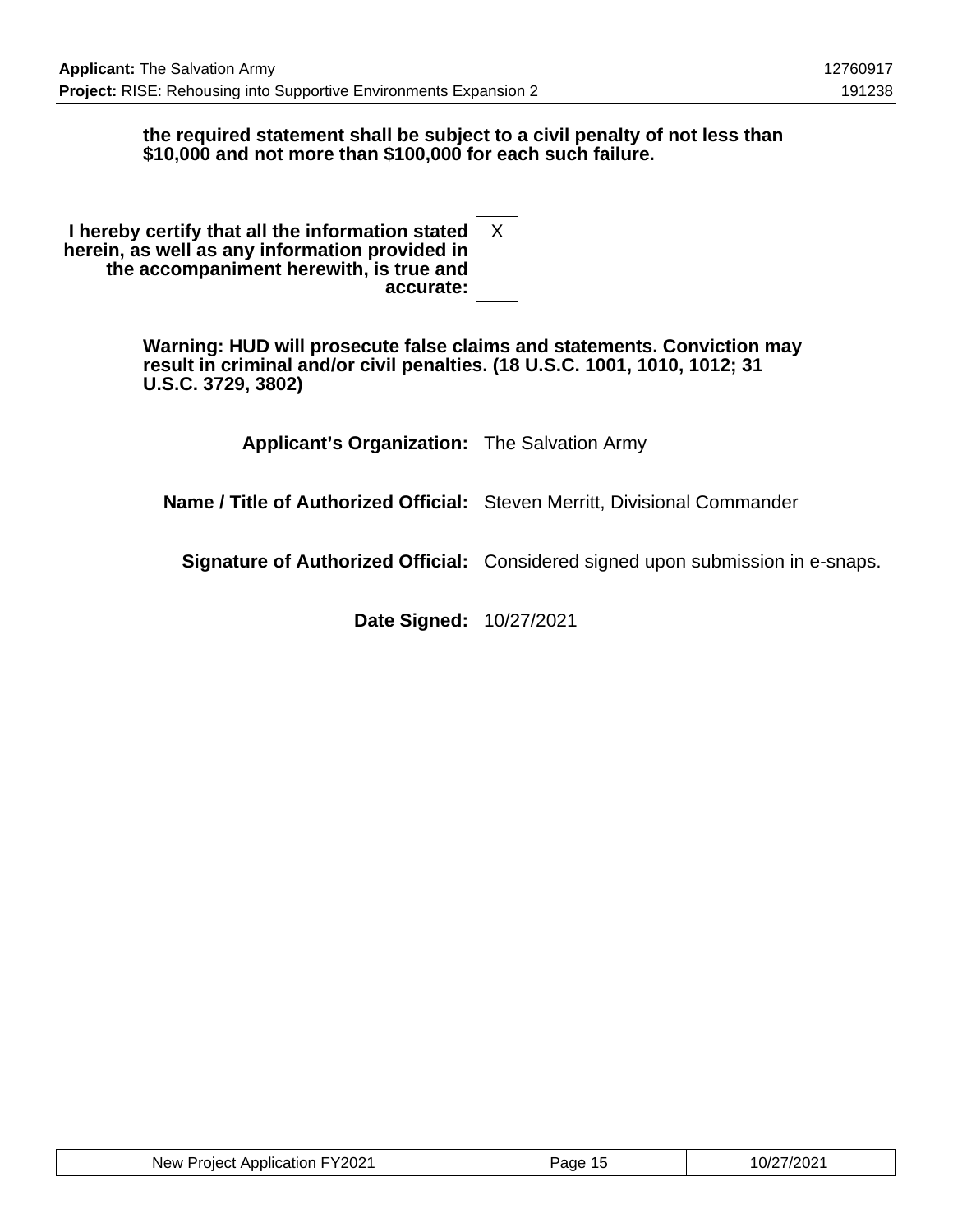**the required statement shall be subject to a civil penalty of not less than $10,000 and not more than $100,000 for each such failure.**

| | |
|---|---|
| **I hereby certify that all the information stated herein, as well as any information provided in the accompaniment herewith, is true and accurate:** | X |

**Warning: HUD will prosecute false claims and statements. Conviction may result in criminal and/or civil penalties. (18 U.S.C. 1001, 1010, 1012; 31 U.S.C. 3729, 3802)**

| | |
|---|---|
| **Applicant's Organization:** | The Salvation Army |
| **Name / Title of Authorized Official:** | Steven Merritt, Divisional Commander |
| **Signature of Authorized Official:** | Considered signed upon submission in e-snaps. |
| **Date Signed:** | 10/27/2021 |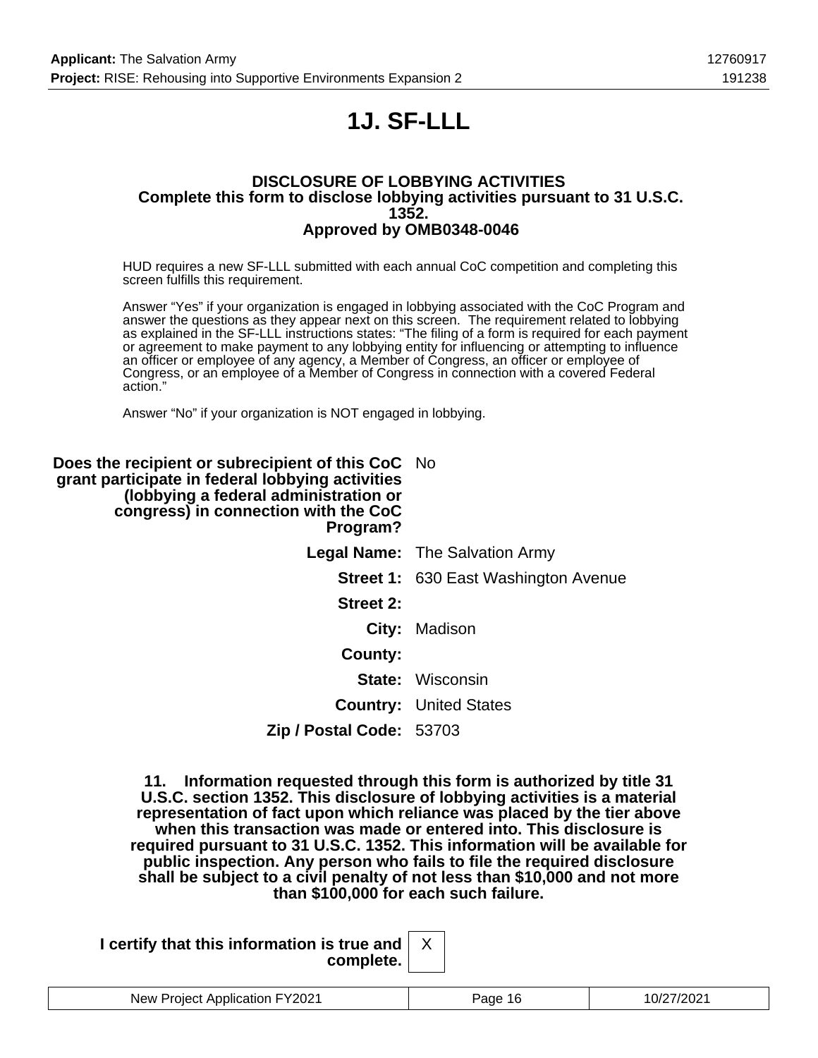# 1J. SF-LLL

**DISCLOSURE OF LOBBYING ACTIVITIES**
**Complete this form to disclose lobbying activities pursuant to 31 U.S.C. 1352.**
**Approved by OMB0348-0046**

HUD requires a new SF-LLL submitted with each annual CoC competition and completing this screen fulfills this requirement.

Answer "Yes" if your organization is engaged in lobbying associated with the CoC Program and answer the questions as they appear next on this screen. The requirement related to lobbying as explained in the SF-LLL instructions states: "The filing of a form is required for each payment or agreement to make payment to any lobbying entity for influencing or attempting to influence an officer or employee of any agency, a Member of Congress, an officer or employee of Congress, or an employee of a Member of Congress in connection with a covered Federal action."

Answer "No" if your organization is NOT engaged in lobbying.

| | |
|---|---|
| **Does the recipient or subrecipient of this CoC grant participate in federal lobbying activities (lobbying a federal administration or congress) in connection with the CoC Program?** | No |
| **Legal Name:** | The Salvation Army |
| **Street 1:** | 630 East Washington Avenue |
| **Street 2:** | |
| **City:** | Madison |
| **County:** | |
| **State:** | Wisconsin |
| **Country:** | United States |
| **Zip / Postal Code:** | 53703 |

**11. Information requested through this form is authorized by title 31 U.S.C. section 1352. This disclosure of lobbying activities is a material representation of fact upon which reliance was placed by the tier above when this transaction was made or entered into. This disclosure is required pursuant to 31 U.S.C. 1352. This information will be available for public inspection. Any person who fails to file the required disclosure shall be subject to a civil penalty of not less than $10,000 and not more than $100,000 for each such failure.**

| | |
|---|---|
| **I certify that this information is true and complete.** | X |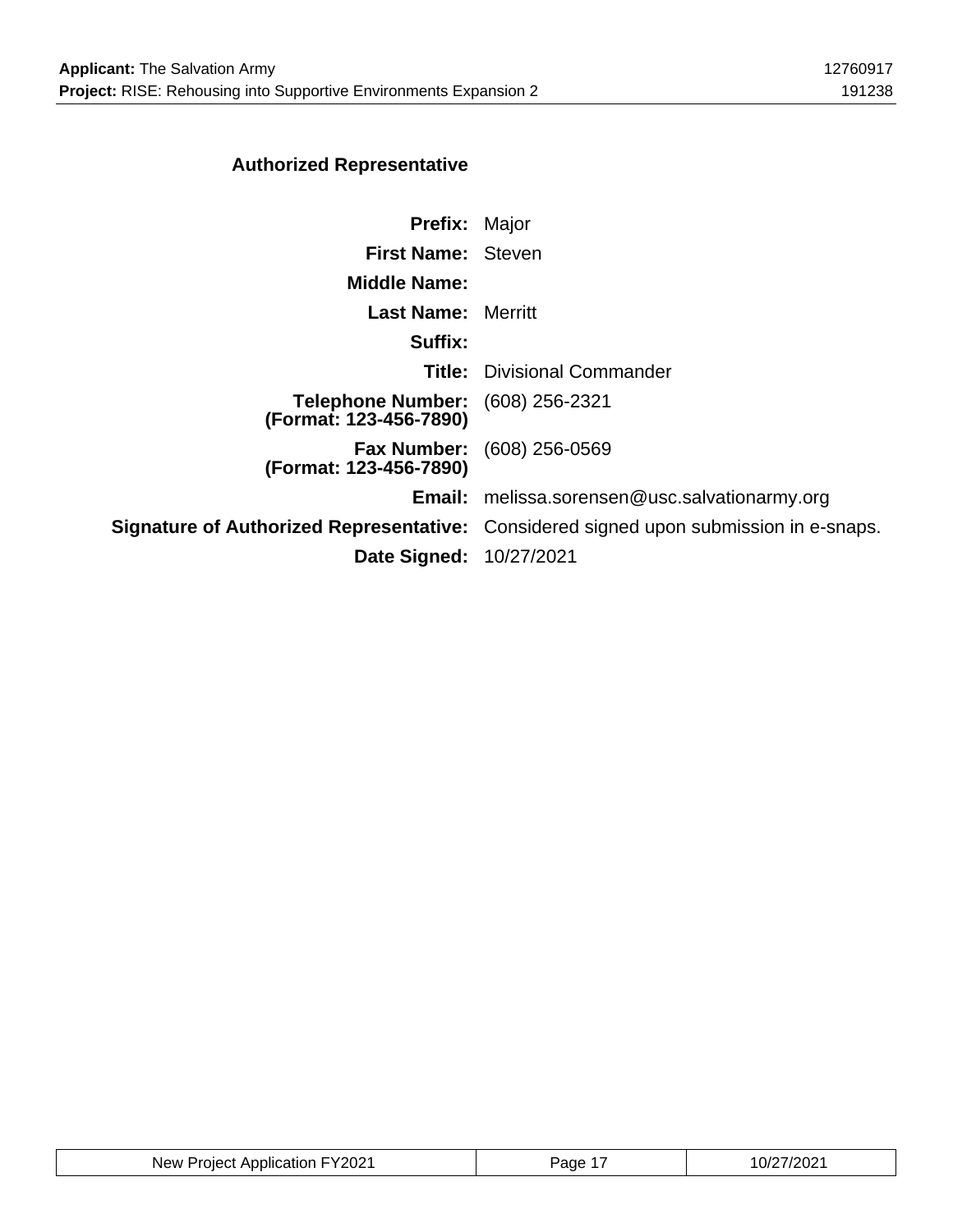## Authorized Representative

| | |
|---|---|
| **Prefix:** | Major |
| **First Name:** | Steven |
| **Middle Name:** | |
| **Last Name:** | Merritt |
| **Suffix:** | |
| **Title:** | Divisional Commander |
| **Telephone Number: (Format: 123-456-7890)** | (608) 256-2321 |
| **Fax Number: (Format: 123-456-7890)** | (608) 256-0569 |
| **Email:** | melissa.sorensen@usc.salvationarmy.org |
| **Signature of Authorized Representative:** | Considered signed upon submission in e-snaps. |
| **Date Signed:** | 10/27/2021 |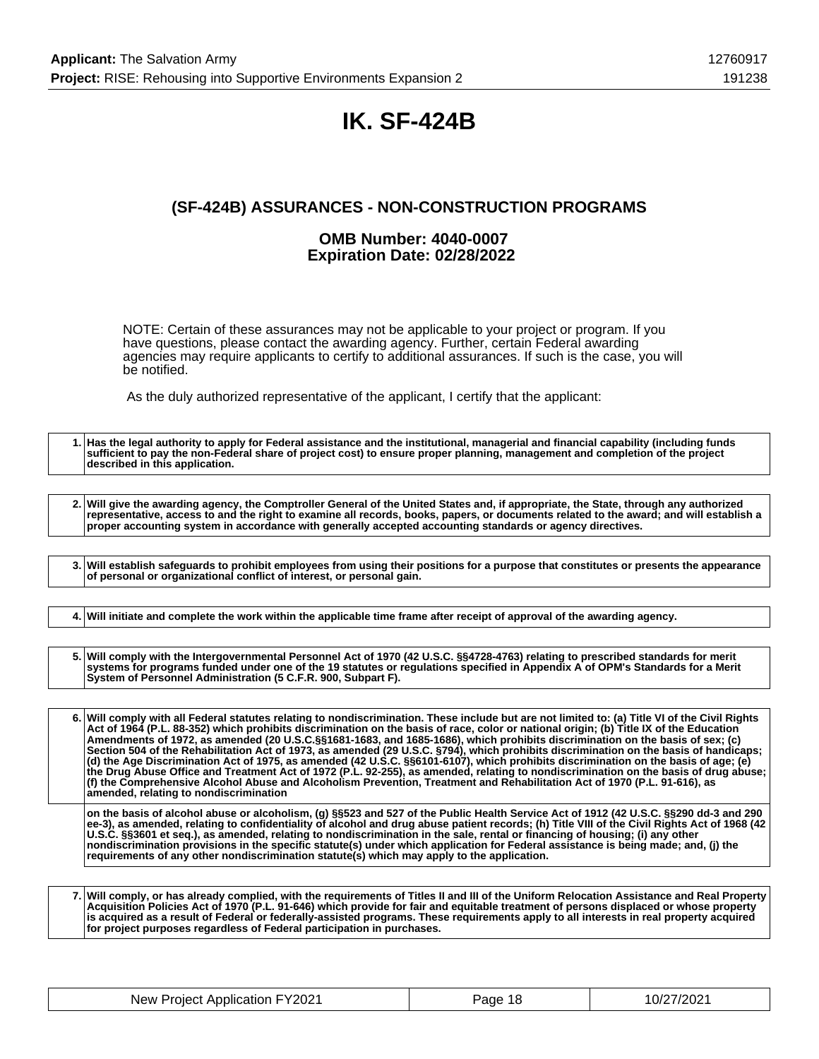# IK. SF-424B

## (SF-424B) ASSURANCES - NON-CONSTRUCTION PROGRAMS

### OMB Number: 4040-0007
### Expiration Date: 02/28/2022

NOTE: Certain of these assurances may not be applicable to your project or program. If you have questions, please contact the awarding agency. Further, certain Federal awarding agencies may require applicants to certify to additional assurances. If such is the case, you will be notified.

As the duly authorized representative of the applicant, I certify that the applicant:

| | |
|---|---|
| 1. | **Has the legal authority to apply for Federal assistance and the institutional, managerial and financial capability (including funds sufficient to pay the non-Federal share of project cost) to ensure proper planning, management and completion of the project described in this application.** |

| | |
|---|---|
| 2. | **Will give the awarding agency, the Comptroller General of the United States and, if appropriate, the State, through any authorized representative, access to and the right to examine all records, books, papers, or documents related to the award; and will establish a proper accounting system in accordance with generally accepted accounting standards or agency directives.** |

| | |
|---|---|
| 3. | **Will establish safeguards to prohibit employees from using their positions for a purpose that constitutes or presents the appearance of personal or organizational conflict of interest, or personal gain.** |

| | |
|---|---|
| 4. | **Will initiate and complete the work within the applicable time frame after receipt of approval of the awarding agency.** |

| | |
|---|---|
| 5. | **Will comply with the Intergovernmental Personnel Act of 1970 (42 U.S.C. §§4728-4763) relating to prescribed standards for merit systems for programs funded under one of the 19 statutes or regulations specified in Appendix A of OPM's Standards for a Merit System of Personnel Administration (5 C.F.R. 900, Subpart F).** |

| | |
|---|---|
| 6. | **Will comply with all Federal statutes relating to nondiscrimination. These include but are not limited to: (a) Title VI of the Civil Rights Act of 1964 (P.L. 88-352) which prohibits discrimination on the basis of race, color or national origin; (b) Title IX of the Education Amendments of 1972, as amended (20 U.S.C.§§1681-1683, and 1685-1686), which prohibits discrimination on the basis of sex; (c) Section 504 of the Rehabilitation Act of 1973, as amended (29 U.S.C. §794), which prohibits discrimination on the basis of handicaps; (d) the Age Discrimination Act of 1975, as amended (42 U.S.C. §§6101-6107), which prohibits discrimination on the basis of age; (e) the Drug Abuse Office and Treatment Act of 1972 (P.L. 92-255), as amended, relating to nondiscrimination on the basis of drug abuse; (f) the Comprehensive Alcohol Abuse and Alcoholism Prevention, Treatment and Rehabilitation Act of 1970 (P.L. 91-616), as amended, relating to nondiscrimination** |
| | **on the basis of alcohol abuse or alcoholism, (g) §§523 and 527 of the Public Health Service Act of 1912 (42 U.S.C. §§290 dd-3 and 290 ee-3), as amended, relating to confidentiality of alcohol and drug abuse patient records; (h) Title VIII of the Civil Rights Act of 1968 (42 U.S.C. §§3601 et seq.), as amended, relating to nondiscrimination in the sale, rental or financing of housing; (i) any other nondiscrimination provisions in the specific statute(s) under which application for Federal assistance is being made; and, (j) the requirements of any other nondiscrimination statute(s) which may apply to the application.** |

| | |
|---|---|
| 7. | **Will comply, or has already complied, with the requirements of Titles II and III of the Uniform Relocation Assistance and Real Property Acquisition Policies Act of 1970 (P.L. 91-646) which provide for fair and equitable treatment of persons displaced or whose property is acquired as a result of Federal or federally-assisted programs. These requirements apply to all interests in real property acquired for project purposes regardless of Federal participation in purchases.** |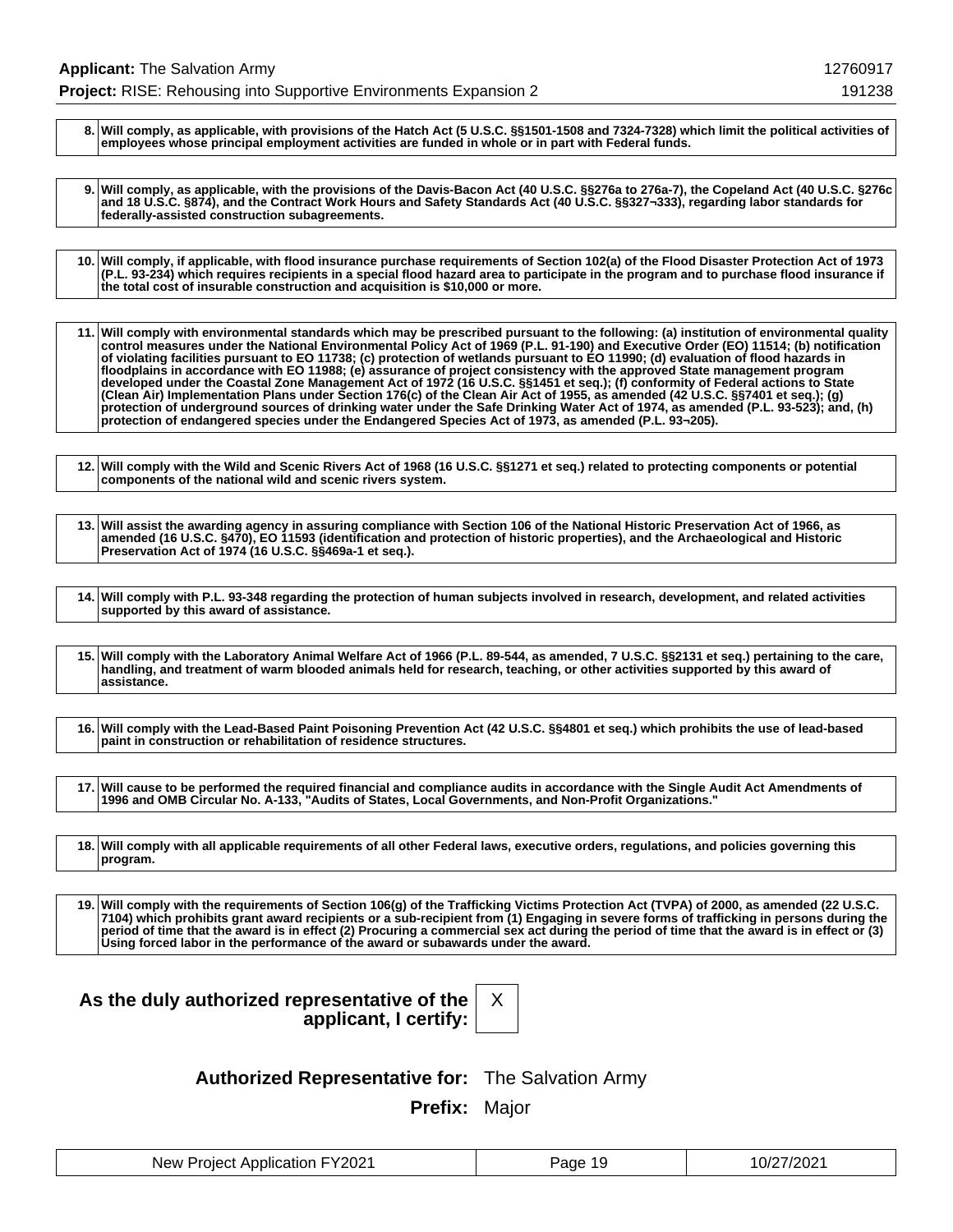| | |
|---|---|
| 8. | **Will comply, as applicable, with provisions of the Hatch Act (5 U.S.C. §§1501-1508 and 7324-7328) which limit the political activities of employees whose principal employment activities are funded in whole or in part with Federal funds.** |

| | |
|---|---|
| 9. | **Will comply, as applicable, with the provisions of the Davis-Bacon Act (40 U.S.C. §§276a to 276a-7), the Copeland Act (40 U.S.C. §276c and 18 U.S.C. §874), and the Contract Work Hours and Safety Standards Act (40 U.S.C. §§327¬333), regarding labor standards for federally-assisted construction subagreements.** |

| | |
|---|---|
| 10. | **Will comply, if applicable, with flood insurance purchase requirements of Section 102(a) of the Flood Disaster Protection Act of 1973 (P.L. 93-234) which requires recipients in a special flood hazard area to participate in the program and to purchase flood insurance if the total cost of insurable construction and acquisition is $10,000 or more.** |

| | |
|---|---|
| 11. | **Will comply with environmental standards which may be prescribed pursuant to the following: (a) institution of environmental quality control measures under the National Environmental Policy Act of 1969 (P.L. 91-190) and Executive Order (EO) 11514; (b) notification of violating facilities pursuant to EO 11738; (c) protection of wetlands pursuant to EO 11990; (d) evaluation of flood hazards in floodplains in accordance with EO 11988; (e) assurance of project consistency with the approved State management program developed under the Coastal Zone Management Act of 1972 (16 U.S.C. §§1451 et seq.); (f) conformity of Federal actions to State (Clean Air) Implementation Plans under Section 176(c) of the Clean Air Act of 1955, as amended (42 U.S.C. §§7401 et seq.); (g) protection of underground sources of drinking water under the Safe Drinking Water Act of 1974, as amended (P.L. 93-523); and, (h) protection of endangered species under the Endangered Species Act of 1973, as amended (P.L. 93¬205).** |

| | |
|---|---|
| 12. | **Will comply with the Wild and Scenic Rivers Act of 1968 (16 U.S.C. §§1271 et seq.) related to protecting components or potential components of the national wild and scenic rivers system.** |

| | |
|---|---|
| 13. | **Will assist the awarding agency in assuring compliance with Section 106 of the National Historic Preservation Act of 1966, as amended (16 U.S.C. §470), EO 11593 (identification and protection of historic properties), and the Archaeological and Historic Preservation Act of 1974 (16 U.S.C. §§469a-1 et seq.).** |

| | |
|---|---|
| 14. | **Will comply with P.L. 93-348 regarding the protection of human subjects involved in research, development, and related activities supported by this award of assistance.** |

| | |
|---|---|
| 15. | **Will comply with the Laboratory Animal Welfare Act of 1966 (P.L. 89-544, as amended, 7 U.S.C. §§2131 et seq.) pertaining to the care, handling, and treatment of warm blooded animals held for research, teaching, or other activities supported by this award of assistance.** |

| | |
|---|---|
| 16. | **Will comply with the Lead-Based Paint Poisoning Prevention Act (42 U.S.C. §§4801 et seq.) which prohibits the use of lead-based paint in construction or rehabilitation of residence structures.** |

| | |
|---|---|
| 17. | **Will cause to be performed the required financial and compliance audits in accordance with the Single Audit Act Amendments of 1996 and OMB Circular No. A-133, "Audits of States, Local Governments, and Non-Profit Organizations."** |

| | |
|---|---|
| 18. | **Will comply with all applicable requirements of all other Federal laws, executive orders, regulations, and policies governing this program.** |

| | |
|---|---|
| 19. | **Will comply with the requirements of Section 106(g) of the Trafficking Victims Protection Act (TVPA) of 2000, as amended (22 U.S.C. 7104) which prohibits grant award recipients or a sub-recipient from (1) Engaging in severe forms of trafficking in persons during the period of time that the award is in effect (2) Procuring a commercial sex act during the period of time that the award is in effect or (3) Using forced labor in the performance of the award or subawards under the award.** |

**As the duly authorized representative of the applicant, I certify:** X

**Authorized Representative for:** The Salvation Army

**Prefix:** Major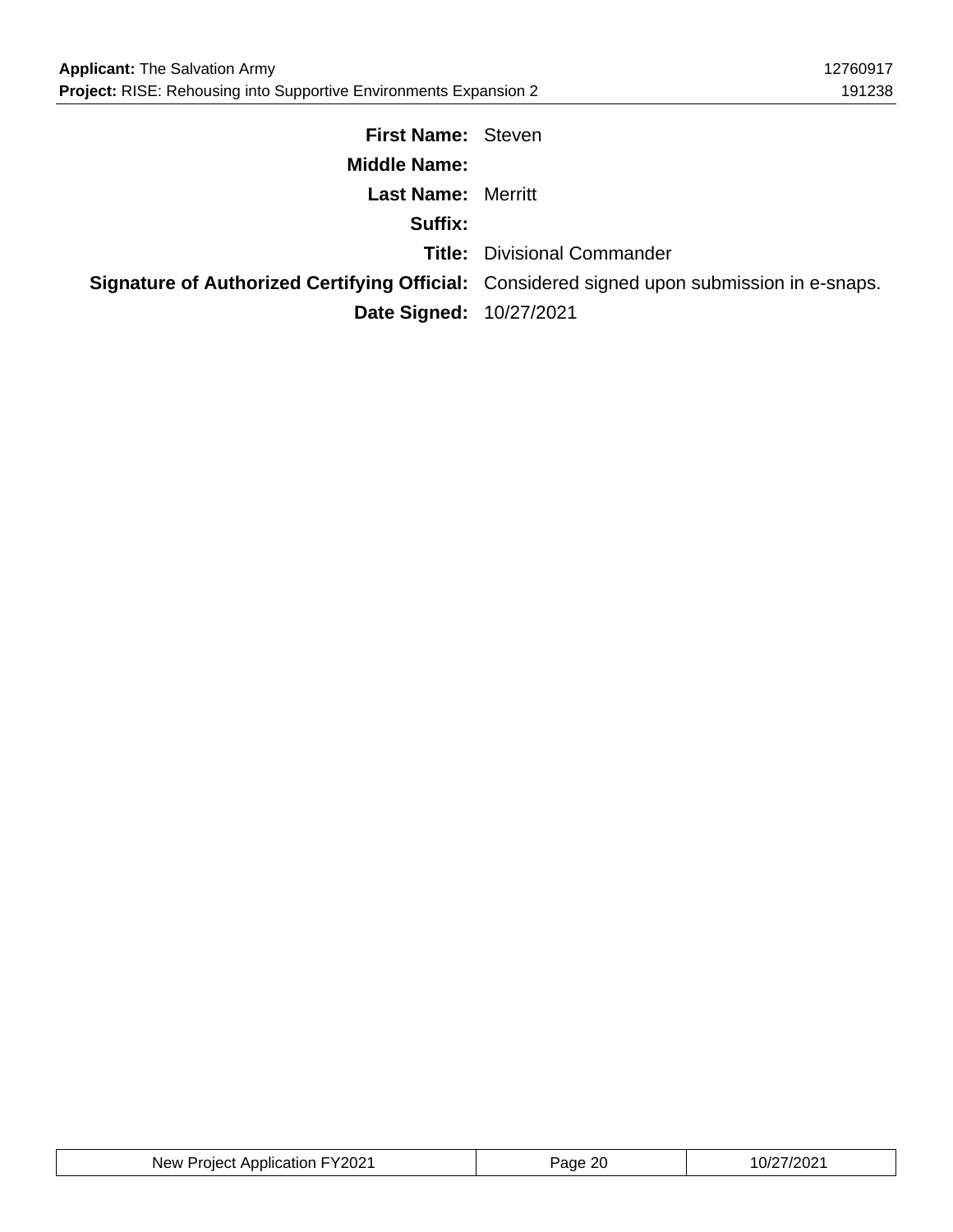**First Name:** Steven

**Middle Name:**

**Last Name:** Merritt

**Suffix:**

**Title:** Divisional Commander

**Signature of Authorized Certifying Official:** Considered signed upon submission in e-snaps.

**Date Signed:** 10/27/2021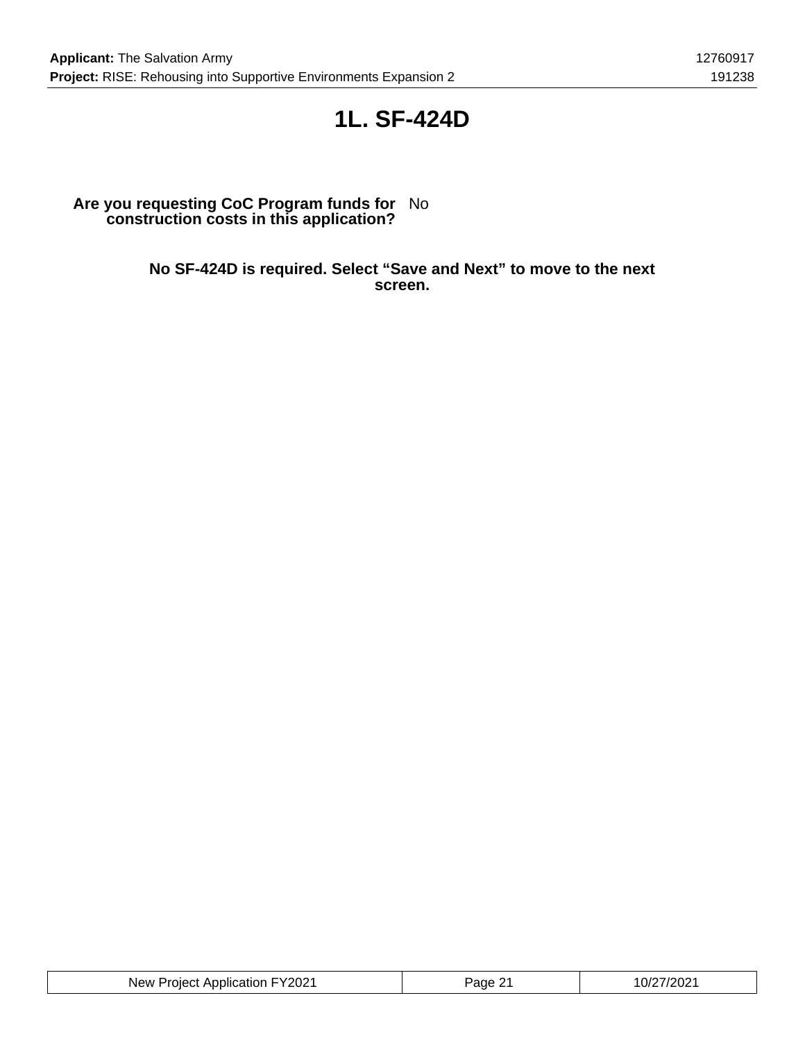# 1L. SF-424D

**Are you requesting CoC Program funds for construction costs in this application?** No

**No SF-424D is required. Select “Save and Next” to move to the next screen.**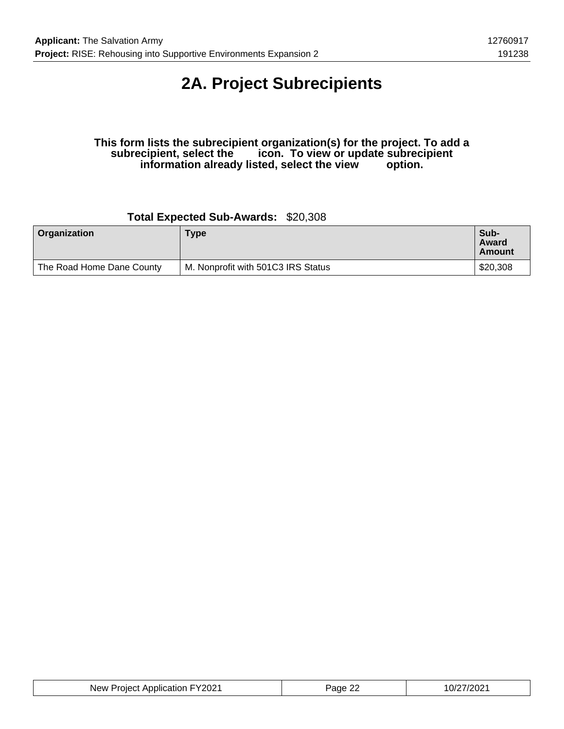# 2A. Project Subrecipients

**This form lists the subrecipient organization(s) for the project. To add a subrecipient, select the icon. To view or update subrecipient information already listed, select the view option.**

**Total Expected Sub-Awards:** $20,308

| Organization | Type | Sub-Award Amount |
|---|---|---|
| The Road Home Dane County | M. Nonprofit with 501C3 IRS Status | $20,308 |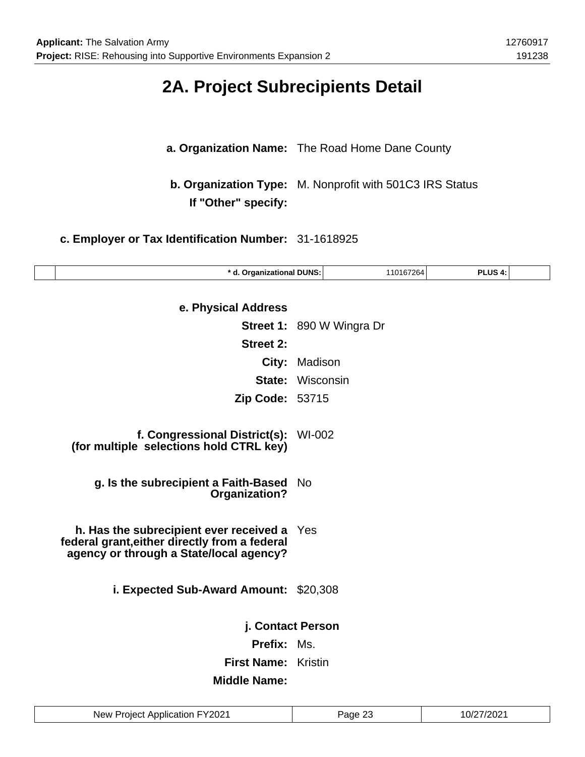# 2A. Project Subrecipients Detail

**a. Organization Name:** The Road Home Dane County

**b. Organization Type:** M. Nonprofit with 501C3 IRS Status

**If "Other" specify:**

**c. Employer or Tax Identification Number:** 31-1618925

| | * d. Organizational DUNS: | 110167264 | PLUS 4: | |
|---|---|---|---|---|

**e. Physical Address**

**Street 1:** 890 W Wingra Dr

**Street 2:**

**City:** Madison

**State:** Wisconsin

**Zip Code:** 53715

**f. Congressional District(s): (for multiple selections hold CTRL key)** WI-002

**g. Is the subrecipient a Faith-Based Organization?** No

**h. Has the subrecipient ever received a federal grant,either directly from a federal agency or through a State/local agency?** Yes

**i. Expected Sub-Award Amount:** $20,308

**j. Contact Person**

**Prefix:** Ms.

**First Name:** Kristin

**Middle Name:**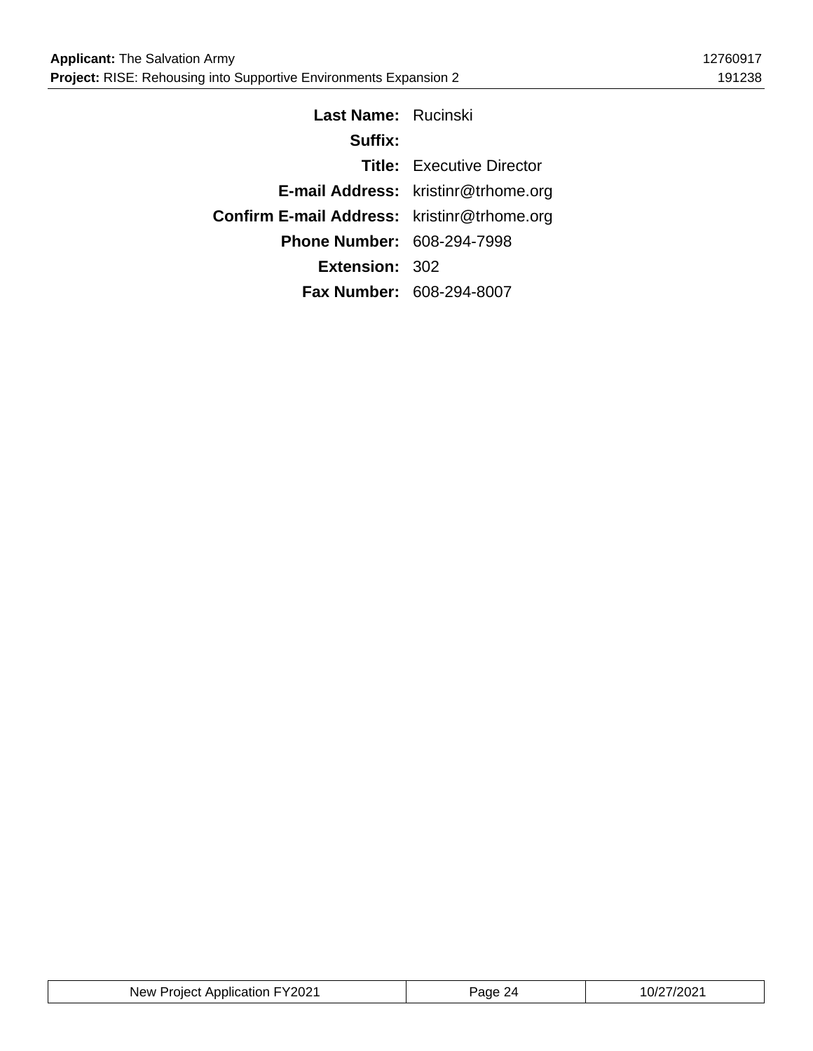| | |
|---|---|
| **Last Name:** | Rucinski |
| **Suffix:** | |
| **Title:** | Executive Director |
| **E-mail Address:** | kristinr@trhome.org |
| **Confirm E-mail Address:** | kristinr@trhome.org |
| **Phone Number:** | 608-294-7998 |
| **Extension:** | 302 |
| **Fax Number:** | 608-294-8007 |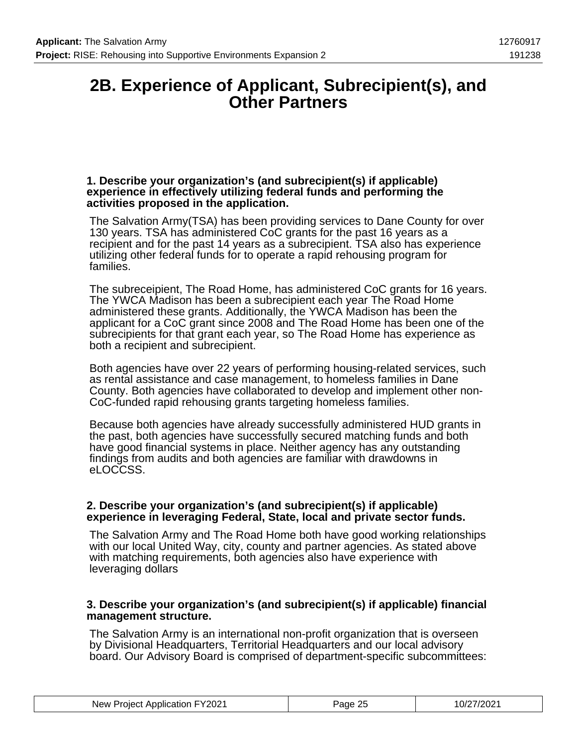# 2B. Experience of Applicant, Subrecipient(s), and Other Partners

**1. Describe your organization's (and subrecipient(s) if applicable) experience in effectively utilizing federal funds and performing the activities proposed in the application.**

The Salvation Army(TSA) has been providing services to Dane County for over 130 years. TSA has administered CoC grants for the past 16 years as a recipient and for the past 14 years as a subrecipient. TSA also has experience utilizing other federal funds for to operate a rapid rehousing program for families.

The subreceipient, The Road Home, has administered CoC grants for 16 years. The YWCA Madison has been a subrecipient each year The Road Home administered these grants. Additionally, the YWCA Madison has been the applicant for a CoC grant since 2008 and The Road Home has been one of the subrecipients for that grant each year, so The Road Home has experience as both a recipient and subrecipient.

Both agencies have over 22 years of performing housing-related services, such as rental assistance and case management, to homeless families in Dane County. Both agencies have collaborated to develop and implement other non-CoC-funded rapid rehousing grants targeting homeless families.

Because both agencies have already successfully administered HUD grants in the past, both agencies have successfully secured matching funds and both have good financial systems in place. Neither agency has any outstanding findings from audits and both agencies are familiar with drawdowns in eLOCCSS.

**2. Describe your organization's (and subrecipient(s) if applicable) experience in leveraging Federal, State, local and private sector funds.**

The Salvation Army and The Road Home both have good working relationships with our local United Way, city, county and partner agencies. As stated above with matching requirements, both agencies also have experience with leveraging dollars

**3. Describe your organization's (and subrecipient(s) if applicable) financial management structure.**

The Salvation Army is an international non-profit organization that is overseen by Divisional Headquarters, Territorial Headquarters and our local advisory board. Our Advisory Board is comprised of department-specific subcommittees: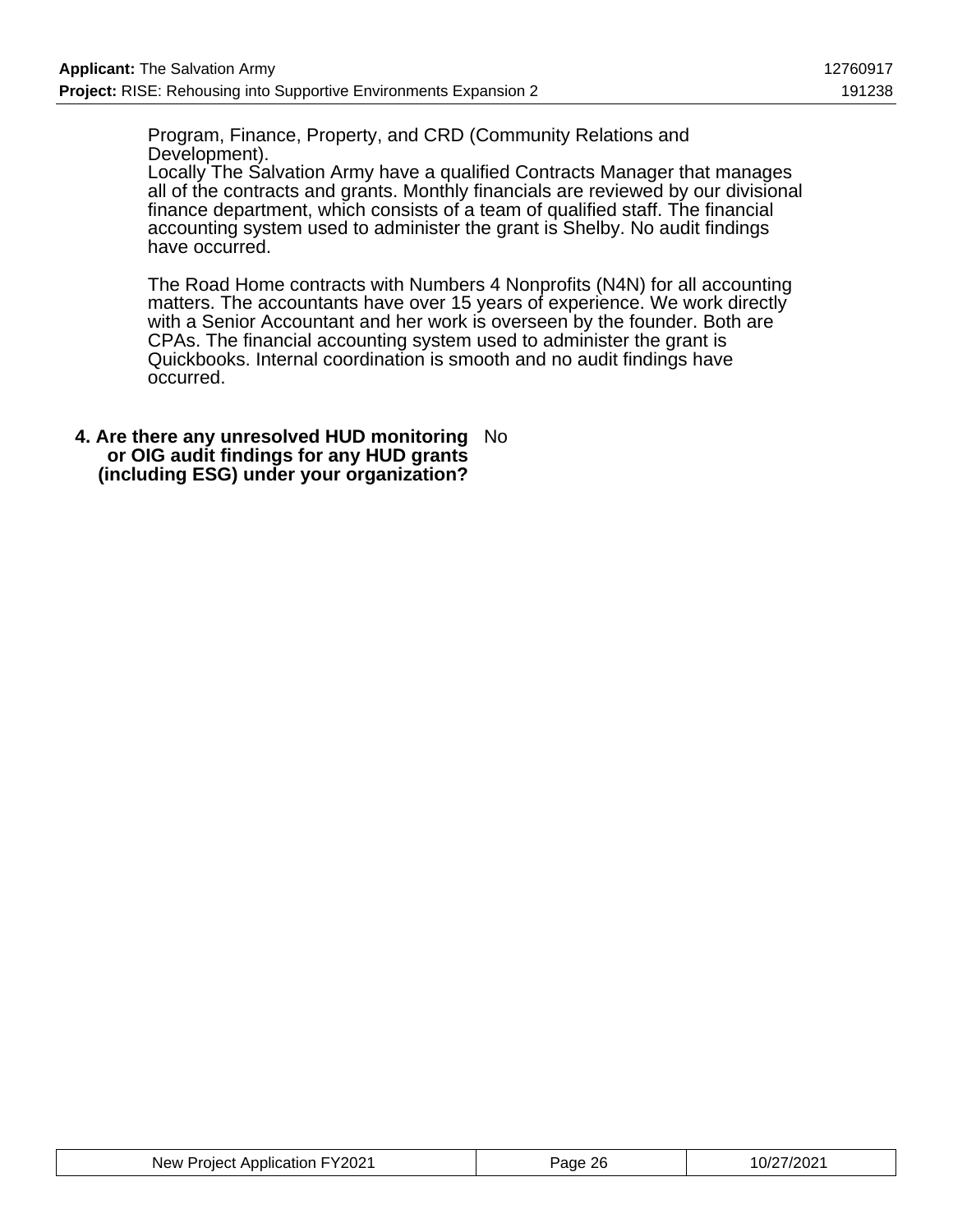Program, Finance, Property, and CRD (Community Relations and Development).
Locally The Salvation Army have a qualified Contracts Manager that manages all of the contracts and grants. Monthly financials are reviewed by our divisional finance department, which consists of a team of qualified staff. The financial accounting system used to administer the grant is Shelby. No audit findings have occurred.

The Road Home contracts with Numbers 4 Nonprofits (N4N) for all accounting matters. The accountants have over 15 years of experience. We work directly with a Senior Accountant and her work is overseen by the founder. Both are CPAs. The financial accounting system used to administer the grant is Quickbooks. Internal coordination is smooth and no audit findings have occurred.

**4. Are there any unresolved HUD monitoring or OIG audit findings for any HUD grants (including ESG) under your organization?** No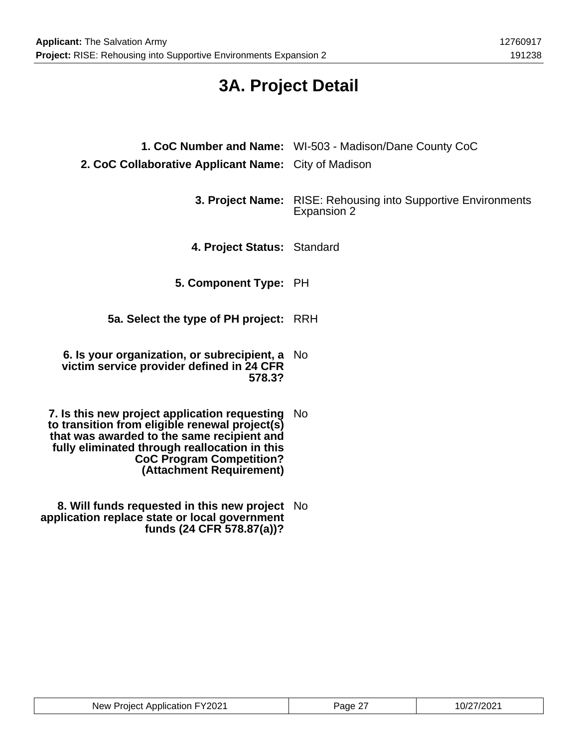# 3A. Project Detail

**1. CoC Number and Name:** WI-503 - Madison/Dane County CoC

**2. CoC Collaborative Applicant Name:** City of Madison

**3. Project Name:** RISE: Rehousing into Supportive Environments Expansion 2

**4. Project Status:** Standard

**5. Component Type:** PH

**5a. Select the type of PH project:** RRH

**6. Is your organization, or subrecipient, a victim service provider defined in 24 CFR 578.3?** No

**7. Is this new project application requesting to transition from eligible renewal project(s) that was awarded to the same recipient and fully eliminated through reallocation in this CoC Program Competition? (Attachment Requirement)** No

**8. Will funds requested in this new project application replace state or local government funds (24 CFR 578.87(a))?** No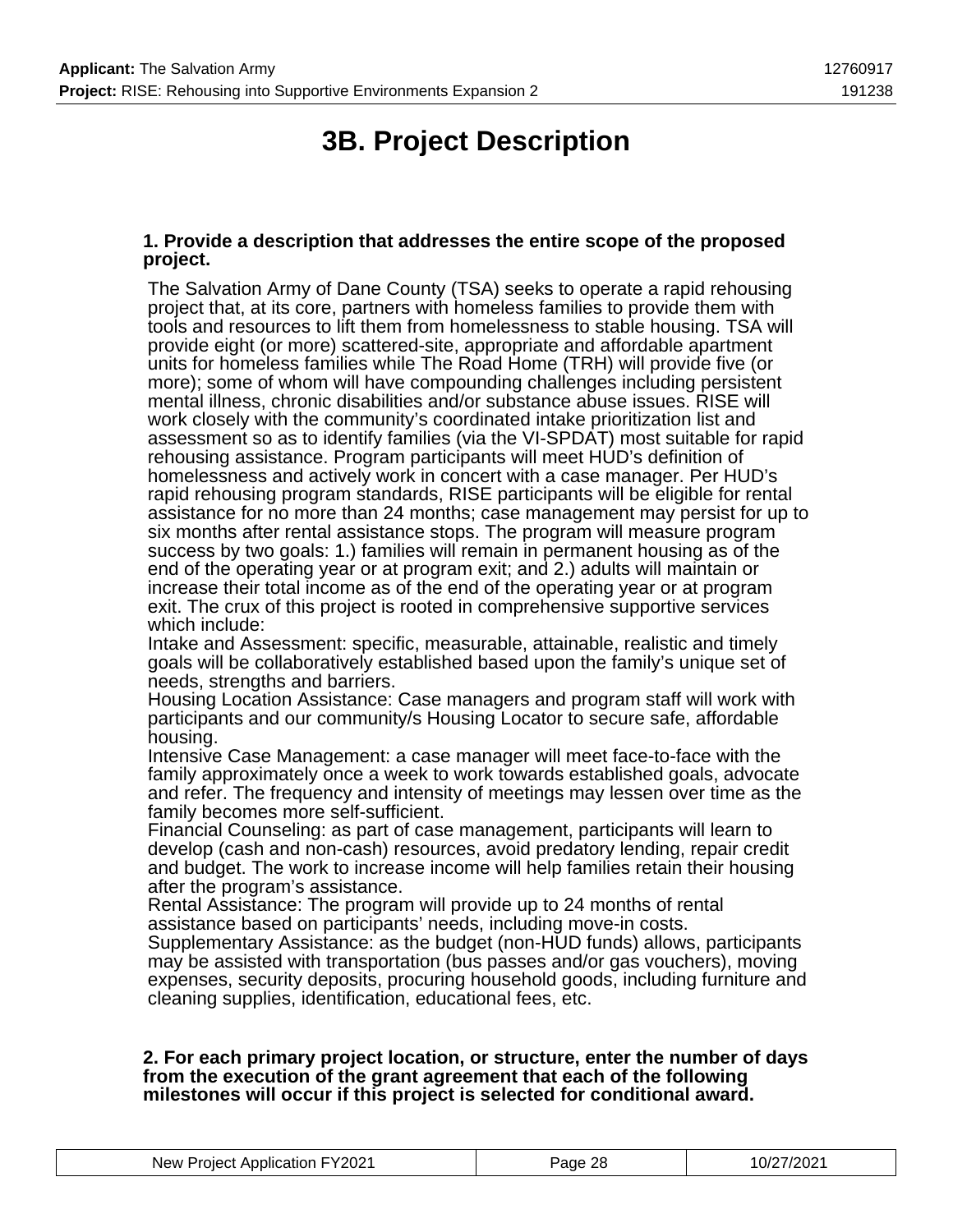# 3B. Project Description

**1. Provide a description that addresses the entire scope of the proposed project.**

The Salvation Army of Dane County (TSA) seeks to operate a rapid rehousing project that, at its core, partners with homeless families to provide them with tools and resources to lift them from homelessness to stable housing. TSA will provide eight (or more) scattered-site, appropriate and affordable apartment units for homeless families while The Road Home (TRH) will provide five (or more); some of whom will have compounding challenges including persistent mental illness, chronic disabilities and/or substance abuse issues. RISE will work closely with the community's coordinated intake prioritization list and assessment so as to identify families (via the VI-SPDAT) most suitable for rapid rehousing assistance. Program participants will meet HUD's definition of homelessness and actively work in concert with a case manager. Per HUD's rapid rehousing program standards, RISE participants will be eligible for rental assistance for no more than 24 months; case management may persist for up to six months after rental assistance stops. The program will measure program success by two goals: 1.) families will remain in permanent housing as of the end of the operating year or at program exit; and 2.) adults will maintain or increase their total income as of the end of the operating year or at program exit. The crux of this project is rooted in comprehensive supportive services which include:

Intake and Assessment: specific, measurable, attainable, realistic and timely goals will be collaboratively established based upon the family's unique set of needs, strengths and barriers.

Housing Location Assistance: Case managers and program staff will work with participants and our community/s Housing Locator to secure safe, affordable housing.

Intensive Case Management: a case manager will meet face-to-face with the family approximately once a week to work towards established goals, advocate and refer. The frequency and intensity of meetings may lessen over time as the family becomes more self-sufficient.

Financial Counseling: as part of case management, participants will learn to develop (cash and non-cash) resources, avoid predatory lending, repair credit and budget. The work to increase income will help families retain their housing after the program's assistance.

Rental Assistance: The program will provide up to 24 months of rental assistance based on participants' needs, including move-in costs.

Supplementary Assistance: as the budget (non-HUD funds) allows, participants may be assisted with transportation (bus passes and/or gas vouchers), moving expenses, security deposits, procuring household goods, including furniture and cleaning supplies, identification, educational fees, etc.

**2. For each primary project location, or structure, enter the number of days from the execution of the grant agreement that each of the following milestones will occur if this project is selected for conditional award.**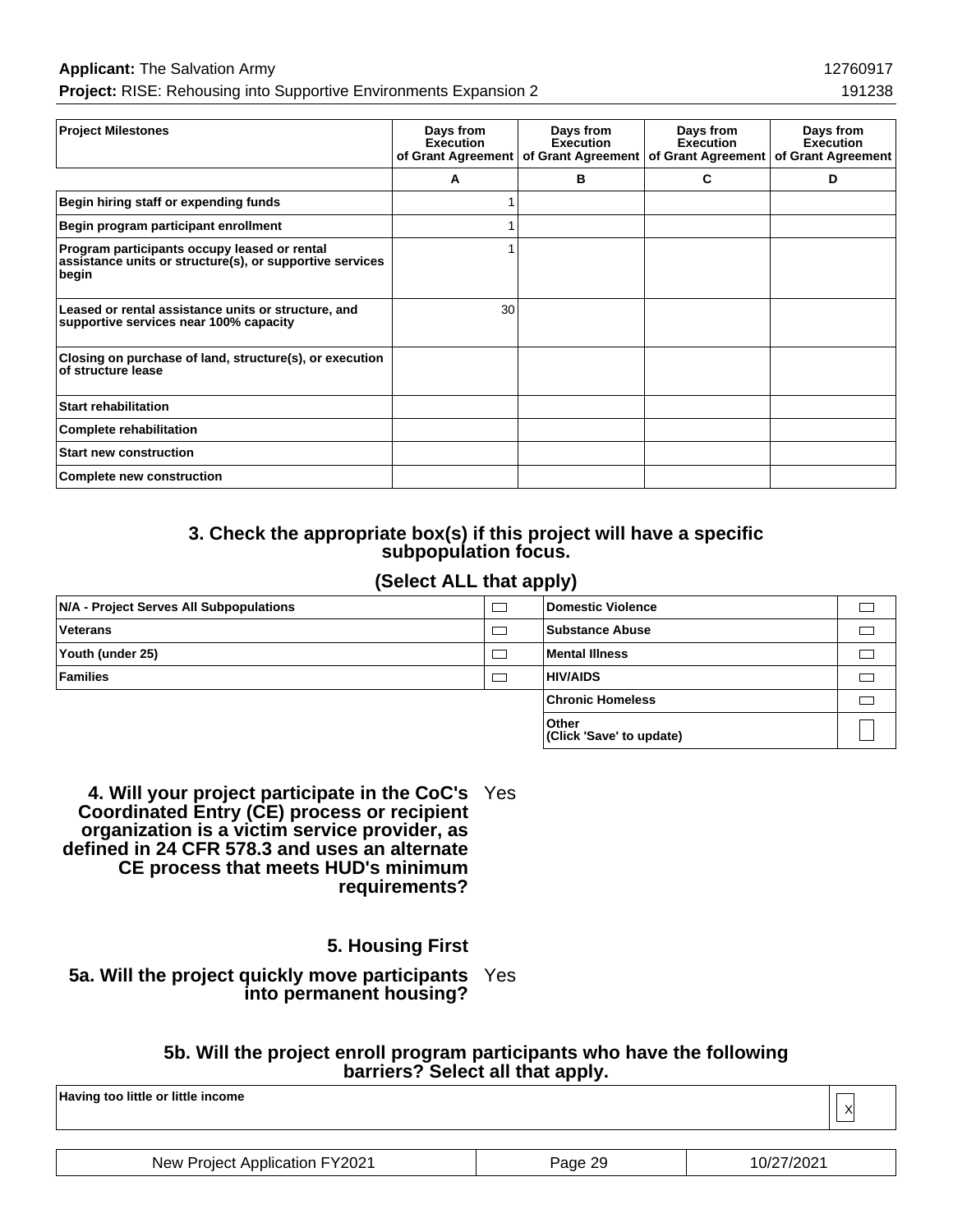| Project Milestones | Days from Execution of Grant Agreement | Days from Execution of Grant Agreement | Days from Execution of Grant Agreement | Days from Execution of Grant Agreement |
|---|---|---|---|---|
| | A | B | C | D |
| Begin hiring staff or expending funds | 1 | | | |
| Begin program participant enrollment | 1 | | | |
| Program participants occupy leased or rental assistance units or structure(s), or supportive services begin | 1 | | | |
| Leased or rental assistance units or structure, and supportive services near 100% capacity | 30 | | | |
| Closing on purchase of land, structure(s), or execution of structure lease | | | | |
| Start rehabilitation | | | | |
| Complete rehabilitation | | | | |
| Start new construction | | | | |
| Complete new construction | | | | |

### 3. Check the appropriate box(s) if this project will have a specific subpopulation focus.

### (Select ALL that apply)

| | | | |
|---|---|---|---|
| N/A - Project Serves All Subpopulations | ☐ | Domestic Violence | ☐ |
| Veterans | ☐ | Substance Abuse | ☐ |
| Youth (under 25) | ☐ | Mental Illness | ☐ |
| Families | ☐ | HIV/AIDS | ☐ |
| | | Chronic Homeless | ☐ |
| | | Other (Click 'Save' to update) | ☐ |

**4. Will your project participate in the CoC's Coordinated Entry (CE) process or recipient organization is a victim service provider, as defined in 24 CFR 578.3 and uses an alternate CE process that meets HUD's minimum requirements?** Yes

### 5. Housing First

**5a. Will the project quickly move participants into permanent housing?** Yes

### 5b. Will the project enroll program participants who have the following barriers? Select all that apply.

| | |
|---|---|
| Having too little or little income | X |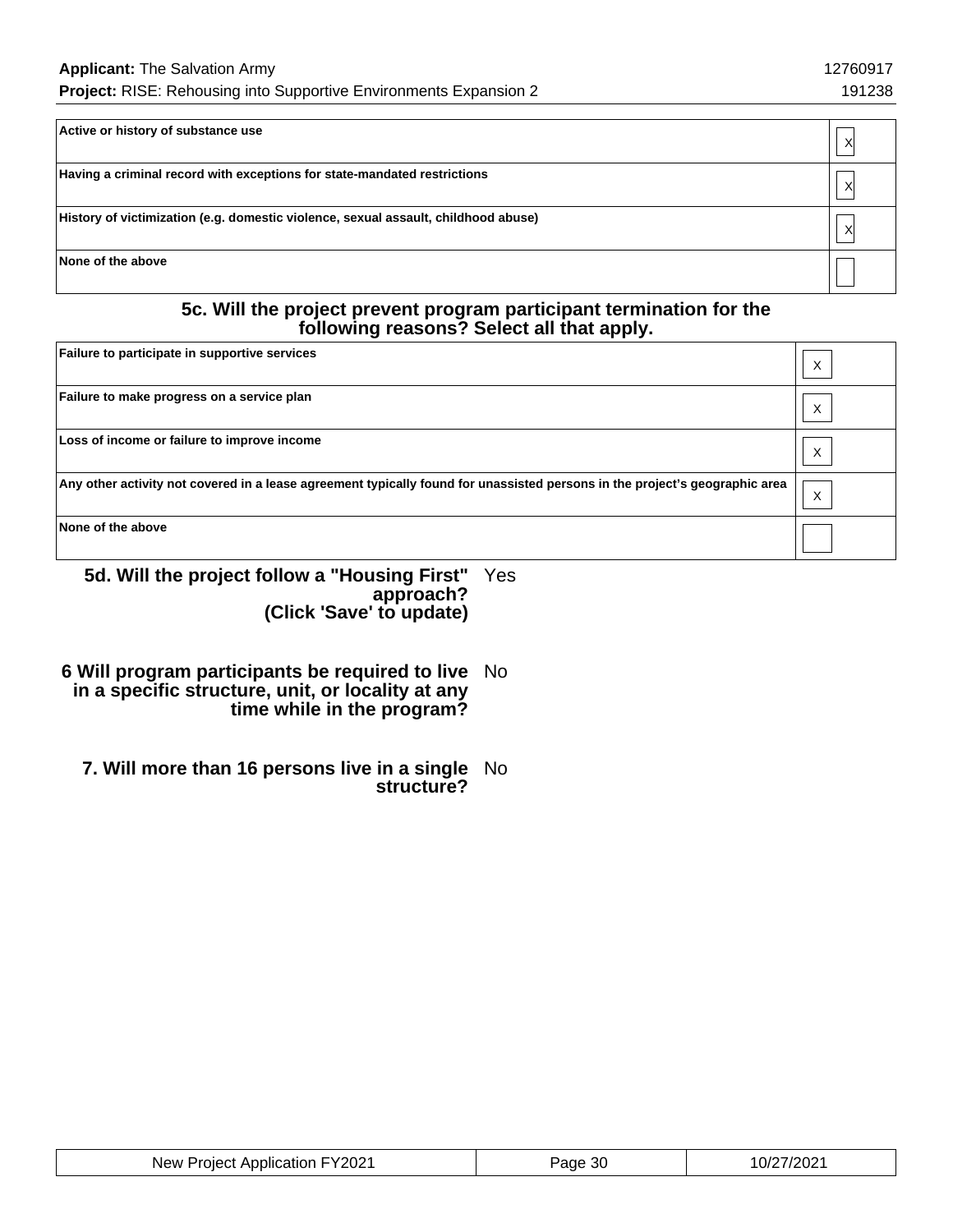| | |
|---|---|
| Active or history of substance use | X |
| Having a criminal record with exceptions for state-mandated restrictions | X |
| History of victimization (e.g. domestic violence, sexual assault, childhood abuse) | X |
| None of the above | |

### 5c. Will the project prevent program participant termination for the following reasons? Select all that apply.

| | |
|---|---|
| Failure to participate in supportive services | X |
| Failure to make progress on a service plan | X |
| Loss of income or failure to improve income | X |
| Any other activity not covered in a lease agreement typically found for unassisted persons in the project's geographic area | X |
| None of the above | |

**5d. Will the project follow a "Housing First" approach? (Click 'Save' to update)** Yes

**6 Will program participants be required to live in a specific structure, unit, or locality at any time while in the program?** No

**7. Will more than 16 persons live in a single structure?** No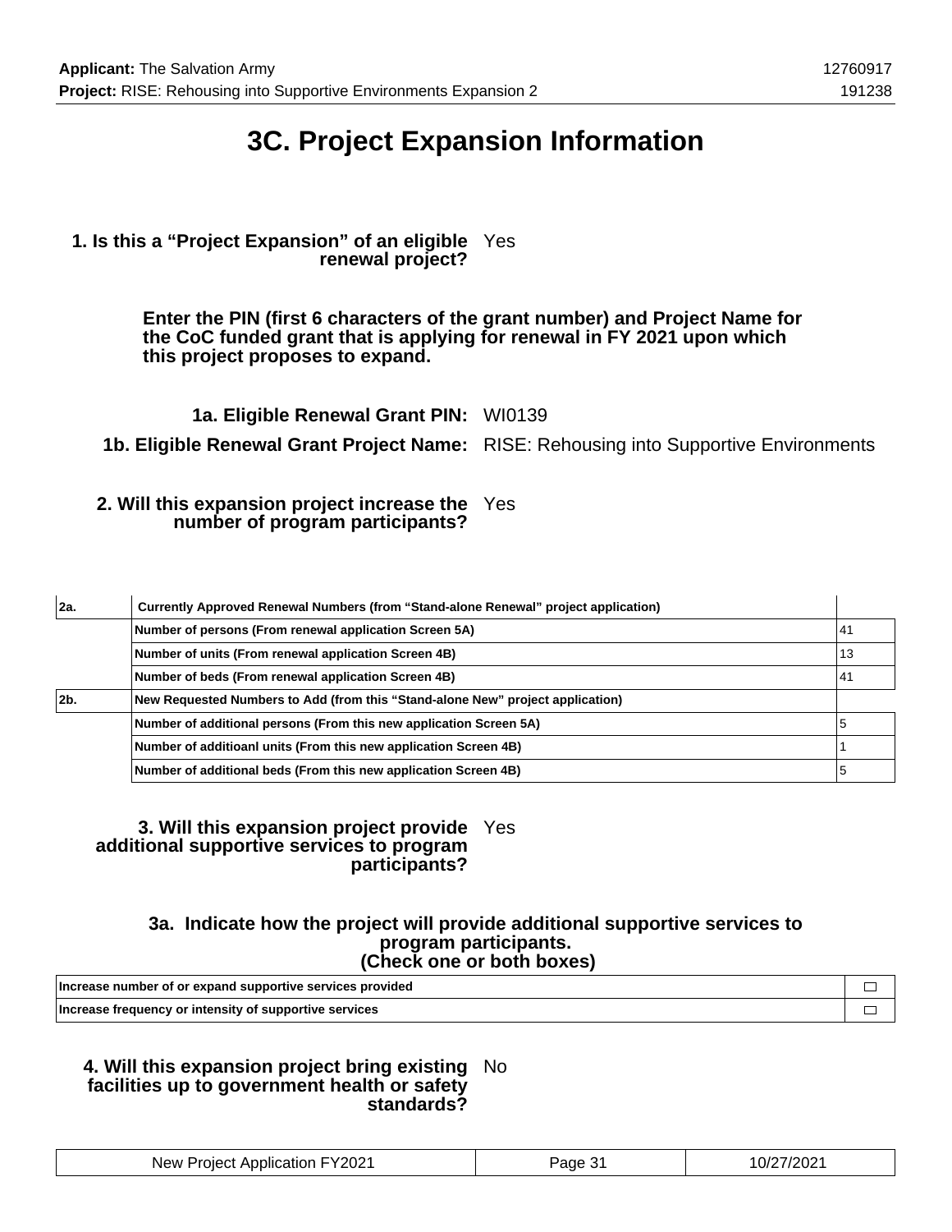# 3C. Project Expansion Information

**1. Is this a "Project Expansion" of an eligible renewal project?** Yes

**Enter the PIN (first 6 characters of the grant number) and Project Name for the CoC funded grant that is applying for renewal in FY 2021 upon which this project proposes to expand.**

**1a. Eligible Renewal Grant PIN:** WI0139

**1b. Eligible Renewal Grant Project Name:** RISE: Rehousing into Supportive Environments

**2. Will this expansion project increase the number of program participants?** Yes

| | | |
|---|---|---|
| **2a.** | **Currently Approved Renewal Numbers (from "Stand-alone Renewal" project application)** | |
| | **Number of persons (From renewal application Screen 5A)** | 41 |
| | **Number of units (From renewal application Screen 4B)** | 13 |
| | **Number of beds (From renewal application Screen 4B)** | 41 |
| **2b.** | **New Requested Numbers to Add (from this "Stand-alone New" project application)** | |
| | **Number of additional persons (From this new application Screen 5A)** | 5 |
| | **Number of additioanl units (From this new application Screen 4B)** | 1 |
| | **Number of additional beds (From this new application Screen 4B)** | 5 |

**3. Will this expansion project provide additional supportive services to program participants?** Yes

**3a. Indicate how the project will provide additional supportive services to program participants. (Check one or both boxes)**

| | |
|---|---|
| **Increase number of or expand supportive services provided** | ☐ |
| **Increase frequency or intensity of supportive services** | ☐ |

**4. Will this expansion project bring existing facilities up to government health or safety standards?** No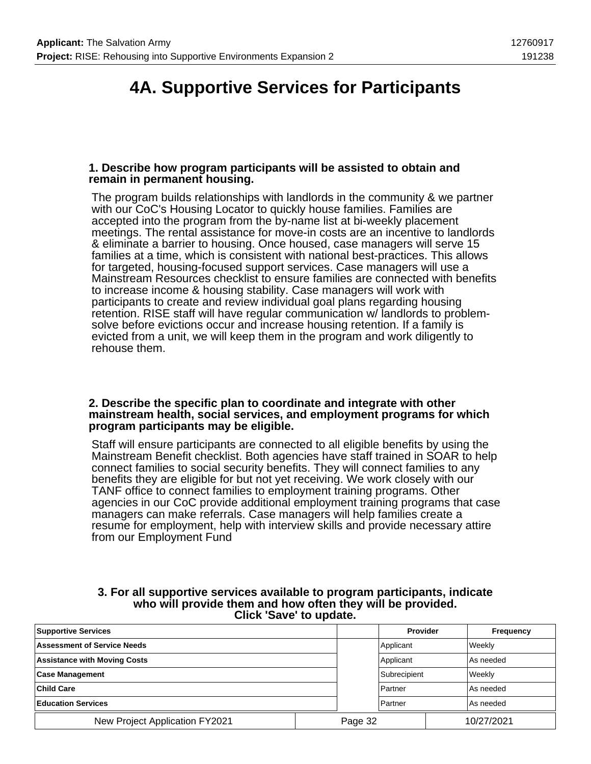# 4A. Supportive Services for Participants

**1. Describe how program participants will be assisted to obtain and remain in permanent housing.**

The program builds relationships with landlords in the community & we partner with our CoC's Housing Locator to quickly house families. Families are accepted into the program from the by-name list at bi-weekly placement meetings. The rental assistance for move-in costs are an incentive to landlords & eliminate a barrier to housing. Once housed, case managers will serve 15 families at a time, which is consistent with national best-practices. This allows for targeted, housing-focused support services. Case managers will use a Mainstream Resources checklist to ensure families are connected with benefits to increase income & housing stability. Case managers will work with participants to create and review individual goal plans regarding housing retention. RISE staff will have regular communication w/ landlords to problem-solve before evictions occur and increase housing retention. If a family is evicted from a unit, we will keep them in the program and work diligently to rehouse them.

**2. Describe the specific plan to coordinate and integrate with other mainstream health, social services, and employment programs for which program participants may be eligible.**

Staff will ensure participants are connected to all eligible benefits by using the Mainstream Benefit checklist. Both agencies have staff trained in SOAR to help connect families to social security benefits. They will connect families to any benefits they are eligible for but not yet receiving. We work closely with our TANF office to connect families to employment training programs. Other agencies in our CoC provide additional employment training programs that case managers can make referrals. Case managers will help families create a resume for employment, help with interview skills and provide necessary attire from our Employment Fund

**3. For all supportive services available to program participants, indicate who will provide them and how often they will be provided. Click 'Save' to update.**

| Supportive Services | | Provider | Frequency |
|---|---|---|---|
| Assessment of Service Needs | | Applicant | Weekly |
| Assistance with Moving Costs | | Applicant | As needed |
| Case Management | | Subrecipient | Weekly |
| Child Care | | Partner | As needed |
| Education Services | | Partner | As needed |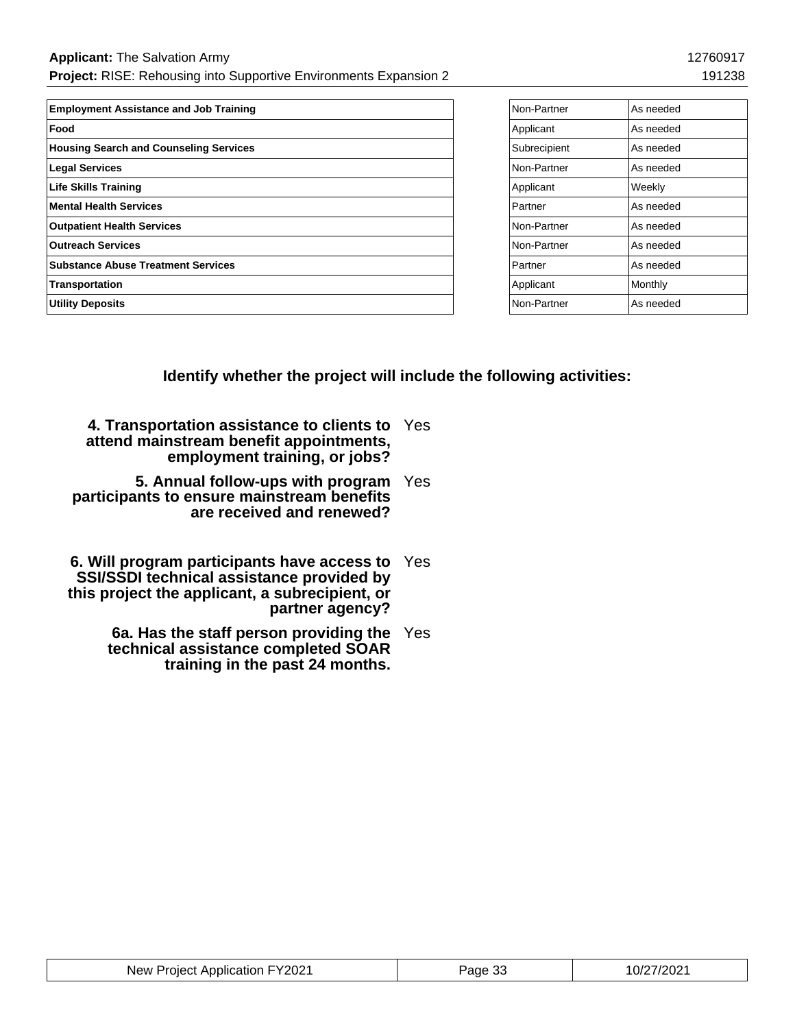| | | |
|---|---|---|
| **Employment Assistance and Job Training** | Non-Partner | As needed |
| **Food** | Applicant | As needed |
| **Housing Search and Counseling Services** | Subrecipient | As needed |
| **Legal Services** | Non-Partner | As needed |
| **Life Skills Training** | Applicant | Weekly |
| **Mental Health Services** | Partner | As needed |
| **Outpatient Health Services** | Non-Partner | As needed |
| **Outreach Services** | Non-Partner | As needed |
| **Substance Abuse Treatment Services** | Partner | As needed |
| **Transportation** | Applicant | Monthly |
| **Utility Deposits** | Non-Partner | As needed |

## Identify whether the project will include the following activities:

**4. Transportation assistance to clients to attend mainstream benefit appointments, employment training, or jobs?** Yes

**5. Annual follow-ups with program participants to ensure mainstream benefits are received and renewed?** Yes

**6. Will program participants have access to SSI/SSDI technical assistance provided by this project the applicant, a subrecipient, or partner agency?** Yes

**6a. Has the staff person providing the technical assistance completed SOAR training in the past 24 months.** Yes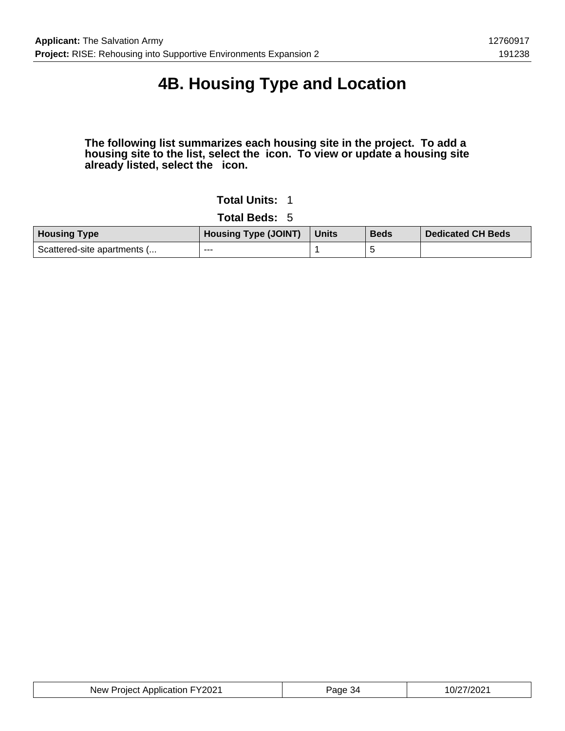# 4B. Housing Type and Location

**The following list summarizes each housing site in the project. To add a housing site to the list, select the icon. To view or update a housing site already listed, select the icon.**

**Total Units:** 1

**Total Beds:** 5

| Housing Type | Housing Type (JOINT) | Units | Beds | Dedicated CH Beds |
|---|---|---|---|---|
| Scattered-site apartments (... | --- | 1 | 5 | |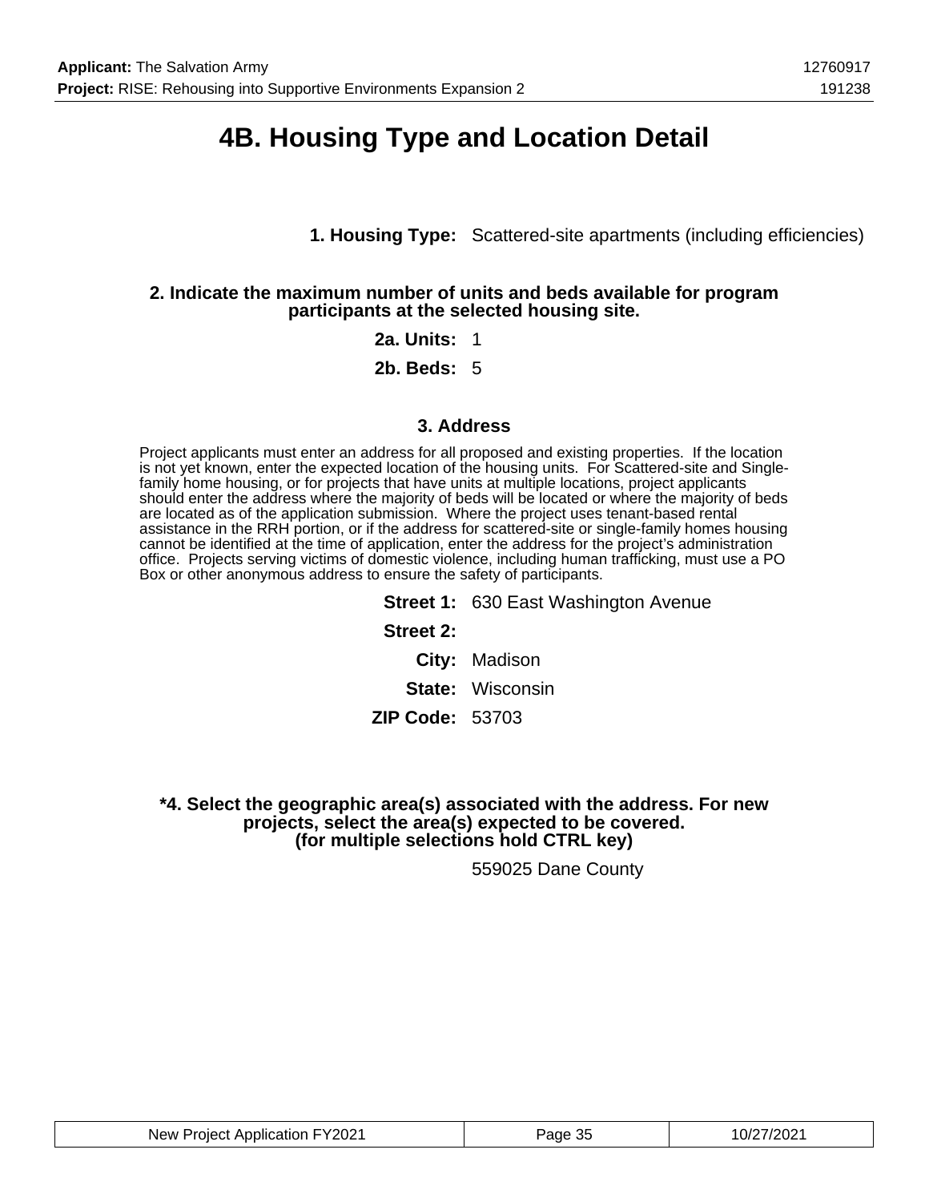# 4B. Housing Type and Location Detail

**1. Housing Type:** Scattered-site apartments (including efficiencies)

**2. Indicate the maximum number of units and beds available for program participants at the selected housing site.**

**2a. Units:** 1

**2b. Beds:** 5

### 3. Address

Project applicants must enter an address for all proposed and existing properties. If the location is not yet known, enter the expected location of the housing units. For Scattered-site and Single-family home housing, or for projects that have units at multiple locations, project applicants should enter the address where the majority of beds will be located or where the majority of beds are located as of the application submission. Where the project uses tenant-based rental assistance in the RRH portion, or if the address for scattered-site or single-family homes housing cannot be identified at the time of application, enter the address for the project's administration office. Projects serving victims of domestic violence, including human trafficking, must use a PO Box or other anonymous address to ensure the safety of participants.

**Street 1:** 630 East Washington Avenue

**Street 2:**

**City:** Madison

**State:** Wisconsin

**ZIP Code:** 53703

**\*4. Select the geographic area(s) associated with the address. For new projects, select the area(s) expected to be covered. (for multiple selections hold CTRL key)**

559025 Dane County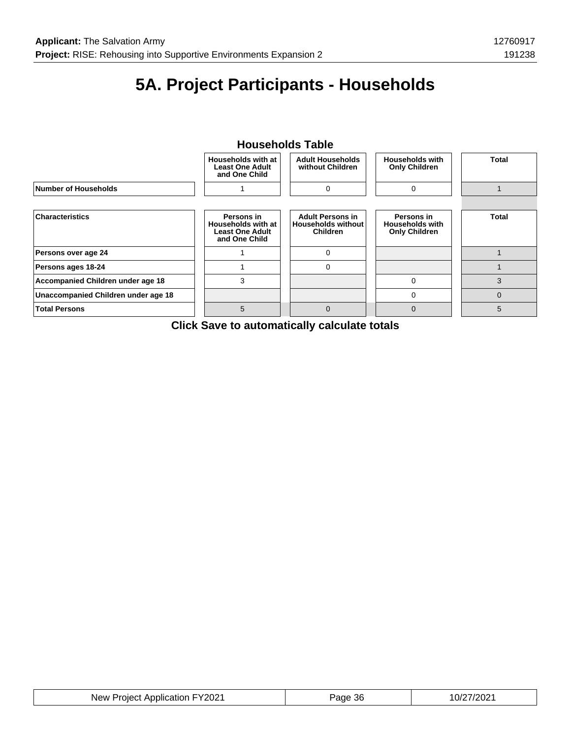# 5A. Project Participants - Households

**Households Table**

| | Households with at Least One Adult and One Child | Adult Households without Children | Households with Only Children | Total |
|---|---|---|---|---|
| **Number of Households** | 1 | 0 | 0 | 1 |

| Characteristics | Persons in Households with at Least One Adult and One Child | Adult Persons in Households without Children | Persons in Households with Only Children | Total |
|---|---|---|---|---|
| **Persons over age 24** | 1 | 0 | | 1 |
| **Persons ages 18-24** | 1 | 0 | | 1 |
| **Accompanied Children under age 18** | 3 | | 0 | 3 |
| **Unaccompanied Children under age 18** | | | 0 | 0 |
| **Total Persons** | 5 | 0 | 0 | 5 |

**Click Save to automatically calculate totals**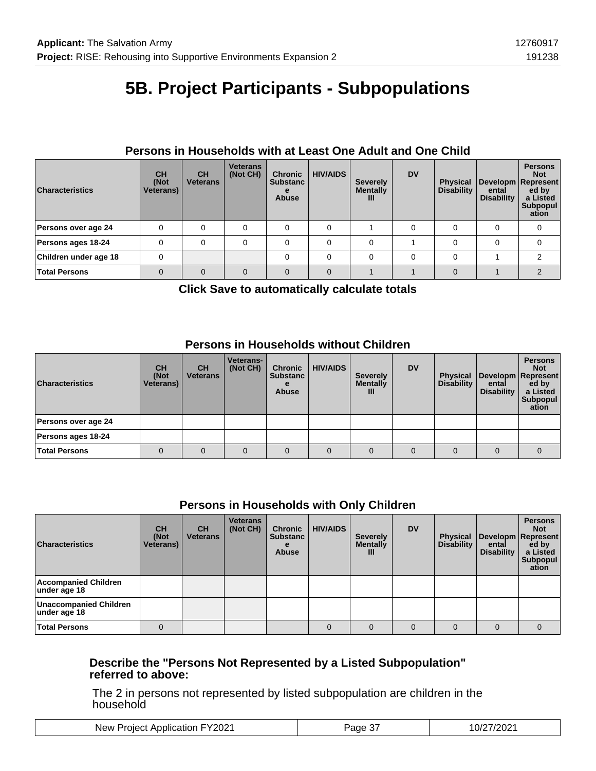# 5B. Project Participants - Subpopulations

### Persons in Households with at Least One Adult and One Child

| Characteristics | CH (Not Veterans) | CH Veterans | Veterans (Not CH) | Chronic Substance Abuse | HIV/AIDS | Severely Mentally Ill | DV | Physical Disability | Developmental Disability | Persons Not Represented by a Listed Subpopulation |
|---|---|---|---|---|---|---|---|---|---|---|
| Persons over age 24 | 0 | 0 | 0 | 0 | 0 | 1 | 0 | 0 | 0 | 0 |
| Persons ages 18-24 | 0 | 0 | 0 | 0 | 0 | 0 | 1 | 0 | 0 | 0 |
| Children under age 18 | 0 | | | 0 | 0 | 0 | 0 | 0 | 1 | 2 |
| Total Persons | 0 | 0 | 0 | 0 | 0 | 1 | 1 | 0 | 1 | 2 |

**Click Save to automatically calculate totals**

### Persons in Households without Children

| Characteristics | CH (Not Veterans) | CH Veterans | Veterans-(Not CH) | Chronic Substance Abuse | HIV/AIDS | Severely Mentally Ill | DV | Physical Disability | Developmental Disability | Persons Not Represented by a Listed Subpopulation |
|---|---|---|---|---|---|---|---|---|---|---|
| Persons over age 24 | | | | | | | | | | |
| Persons ages 18-24 | | | | | | | | | | |
| Total Persons | 0 | 0 | 0 | 0 | 0 | 0 | 0 | 0 | 0 | 0 |

### Persons in Households with Only Children

| Characteristics | CH (Not Veterans) | CH Veterans | Veterans (Not CH) | Chronic Substance Abuse | HIV/AIDS | Severely Mentally Ill | DV | Physical Disability | Developmental Disability | Persons Not Represented by a Listed Subpopulation |
|---|---|---|---|---|---|---|---|---|---|---|
| Accompanied Children under age 18 | | | | | | | | | | |
| Unaccompanied Children under age 18 | | | | | | | | | | |
| Total Persons | 0 | | | | 0 | 0 | 0 | 0 | 0 | 0 |

**Describe the "Persons Not Represented by a Listed Subpopulation" referred to above:**

The 2 in persons not represented by listed subpopulation are children in the household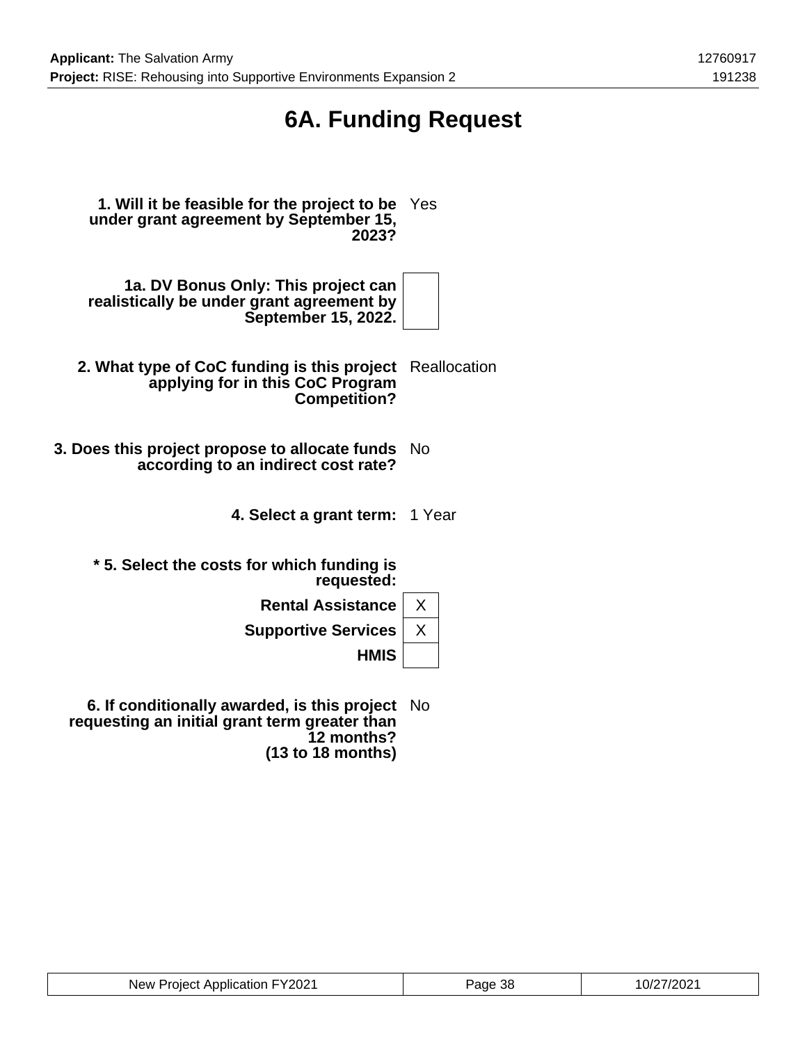# 6A. Funding Request

**1. Will it be feasible for the project to be under grant agreement by September 15, 2023?** Yes

**1a. DV Bonus Only: This project can realistically be under grant agreement by September 15, 2022.**

**2. What type of CoC funding is this project applying for in this CoC Program Competition?** Reallocation

**3. Does this project propose to allocate funds according to an indirect cost rate?** No

**4. Select a grant term:** 1 Year

**\* 5. Select the costs for which funding is requested:**

| | |
|---|---|
| **Rental Assistance** | X |
| **Supportive Services** | X |
| **HMIS** | |

**6. If conditionally awarded, is this project requesting an initial grant term greater than 12 months? (13 to 18 months)** No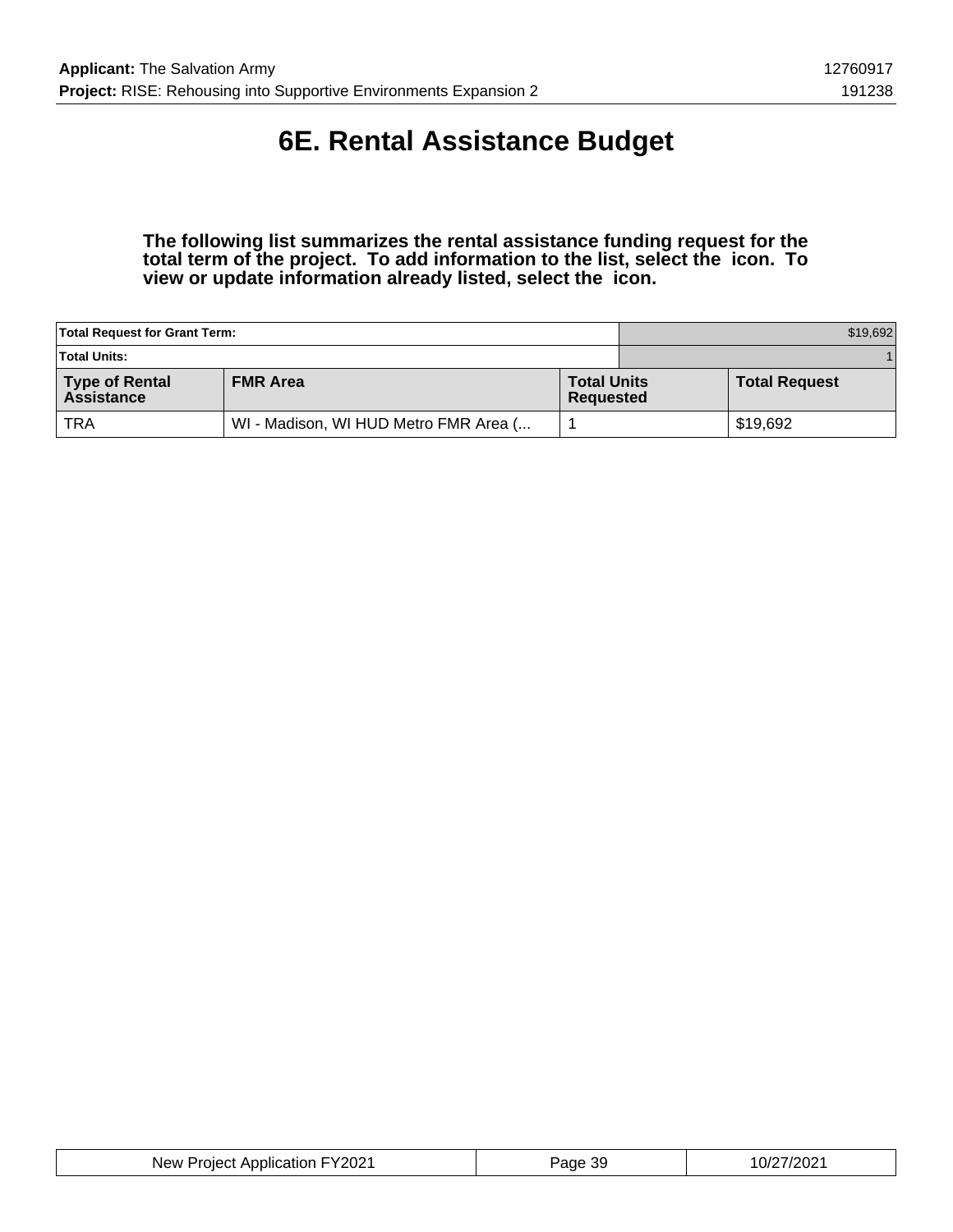# 6E. Rental Assistance Budget

**The following list summarizes the rental assistance funding request for the total term of the project. To add information to the list, select the icon. To view or update information already listed, select the icon.**

| Total Request for Grant Term: | | $19,692 | |
|---|---|---|---|
| Total Units: | | 1 | |
| **Type of Rental Assistance** | **FMR Area** | **Total Units Requested** | **Total Request** |
| TRA | WI - Madison, WI HUD Metro FMR Area (... | 1 | $19,692 |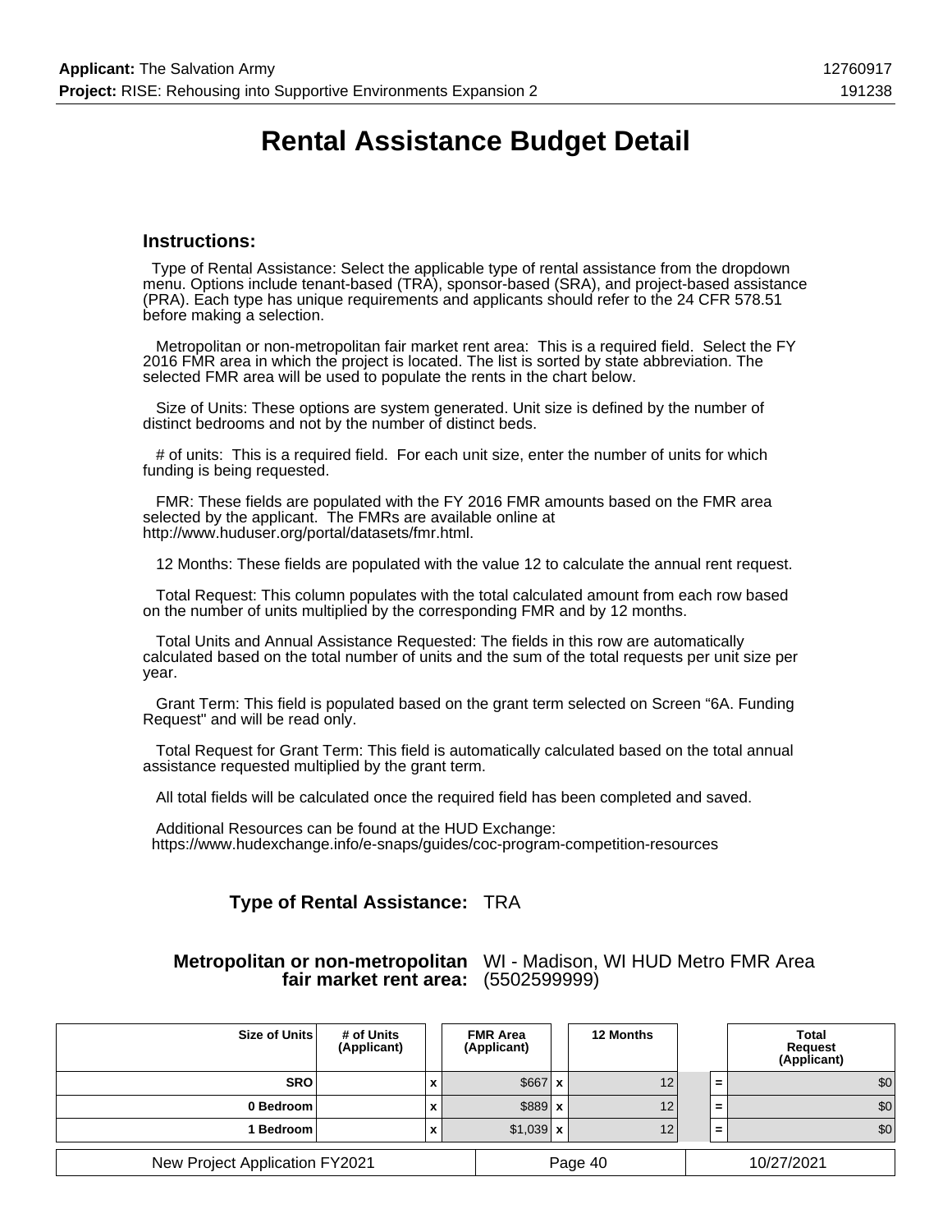# Rental Assistance Budget Detail

### Instructions:

Type of Rental Assistance: Select the applicable type of rental assistance from the dropdown menu. Options include tenant-based (TRA), sponsor-based (SRA), and project-based assistance (PRA). Each type has unique requirements and applicants should refer to the 24 CFR 578.51 before making a selection.

Metropolitan or non-metropolitan fair market rent area: This is a required field. Select the FY 2016 FMR area in which the project is located. The list is sorted by state abbreviation. The selected FMR area will be used to populate the rents in the chart below.

Size of Units: These options are system generated. Unit size is defined by the number of distinct bedrooms and not by the number of distinct beds.

# of units: This is a required field. For each unit size, enter the number of units for which funding is being requested.

FMR: These fields are populated with the FY 2016 FMR amounts based on the FMR area selected by the applicant. The FMRs are available online at http://www.huduser.org/portal/datasets/fmr.html.

12 Months: These fields are populated with the value 12 to calculate the annual rent request.

Total Request: This column populates with the total calculated amount from each row based on the number of units multiplied by the corresponding FMR and by 12 months.

Total Units and Annual Assistance Requested: The fields in this row are automatically calculated based on the total number of units and the sum of the total requests per unit size per year.

Grant Term: This field is populated based on the grant term selected on Screen "6A. Funding Request" and will be read only.

Total Request for Grant Term: This field is automatically calculated based on the total annual assistance requested multiplied by the grant term.

All total fields will be calculated once the required field has been completed and saved.

Additional Resources can be found at the HUD Exchange: https://www.hudexchange.info/e-snaps/guides/coc-program-competition-resources

**Type of Rental Assistance:** TRA

**Metropolitan or non-metropolitan fair market rent area:** WI - Madison, WI HUD Metro FMR Area (5502599999)

| Size of Units | # of Units (Applicant) | | FMR Area (Applicant) | | 12 Months | | Total Request (Applicant) |
|---|---|---|---|---|---|---|---|
| SRO | | x | $667 | x | 12 | = | $0 |
| 0 Bedroom | | x | $889 | x | 12 | = | $0 |
| 1 Bedroom | | x | $1,039 | x | 12 | = | $0 |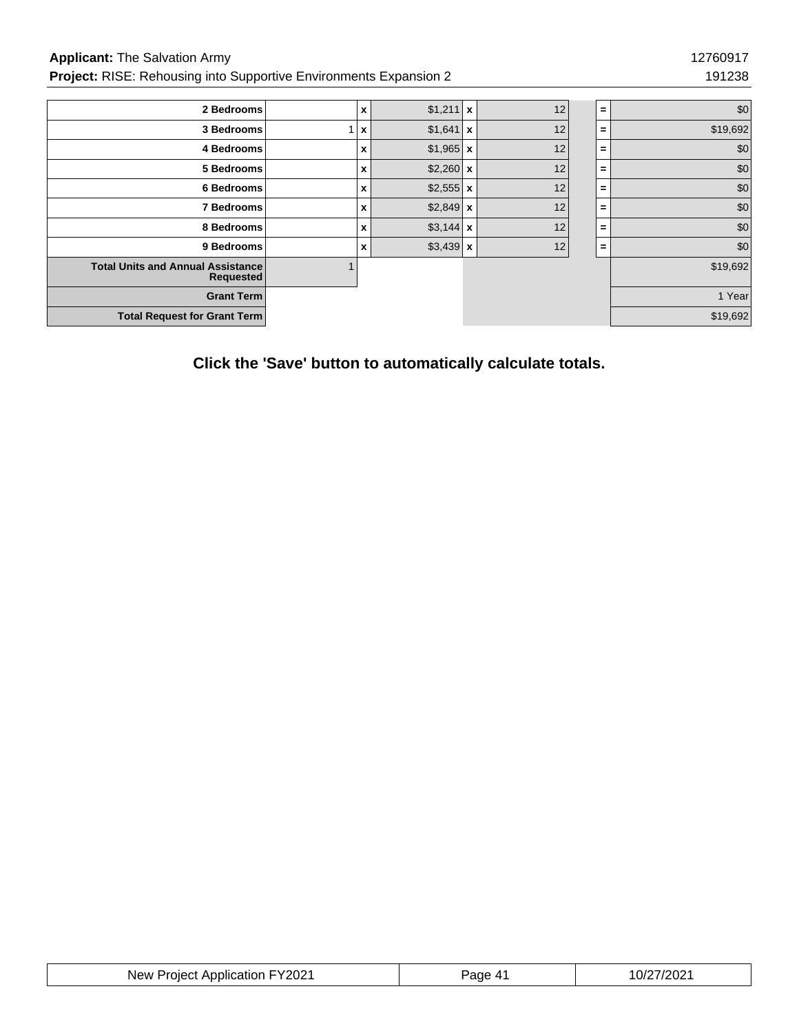| | | | | | | | | |
|---|---|---|---|---|---|---|---|---|
| **2 Bedrooms** | | x | $1,211 | x | 12 | | = | $0 |
| **3 Bedrooms** | 1 | x | $1,641 | x | 12 | | = | $19,692 |
| **4 Bedrooms** | | x | $1,965 | x | 12 | | = | $0 |
| **5 Bedrooms** | | x | $2,260 | x | 12 | | = | $0 |
| **6 Bedrooms** | | x | $2,555 | x | 12 | | = | $0 |
| **7 Bedrooms** | | x | $2,849 | x | 12 | | = | $0 |
| **8 Bedrooms** | | x | $3,144 | x | 12 | | = | $0 |
| **9 Bedrooms** | | x | $3,439 | x | 12 | | = | $0 |
| **Total Units and Annual Assistance Requested** | 1 | | | | | | | $19,692 |
| **Grant Term** | | | | | | | | 1 Year |
| **Total Request for Grant Term** | | | | | | | | $19,692 |

**Click the 'Save' button to automatically calculate totals.**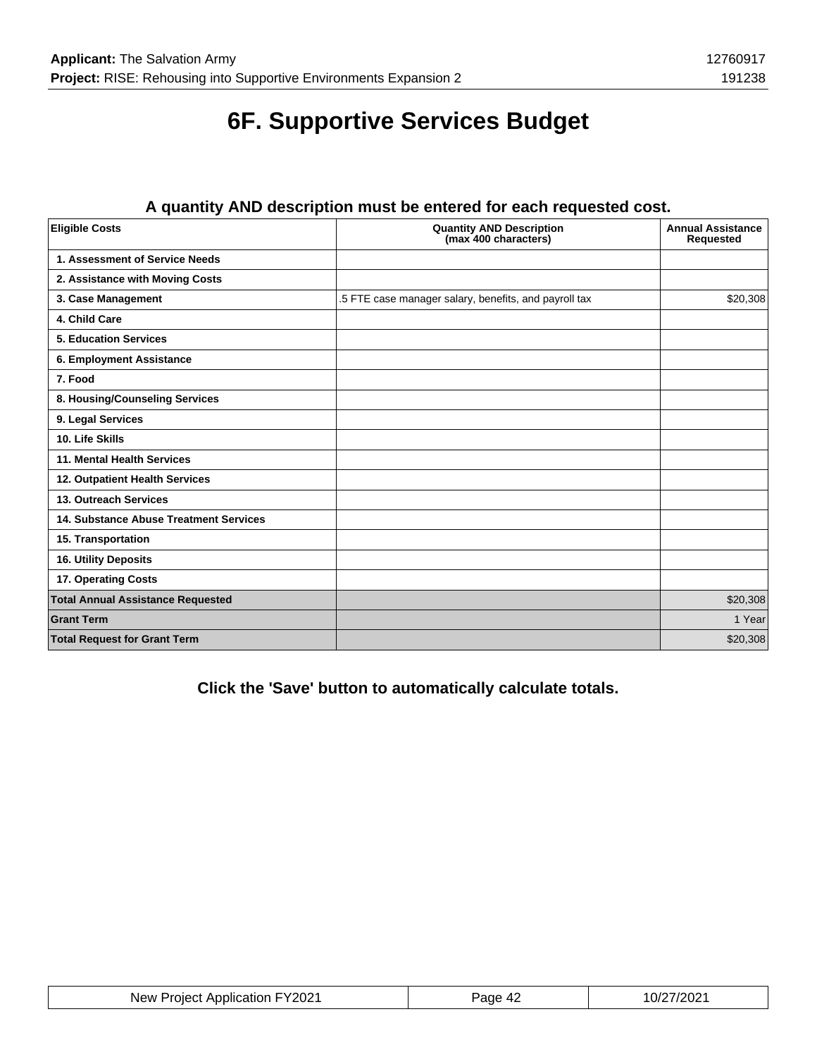# 6F. Supportive Services Budget

### A quantity AND description must be entered for each requested cost.

| Eligible Costs | Quantity AND Description (max 400 characters) | Annual Assistance Requested |
|---|---|---|
| 1. Assessment of Service Needs | | |
| 2. Assistance with Moving Costs | | |
| 3. Case Management | .5 FTE case manager salary, benefits, and payroll tax | $20,308 |
| 4. Child Care | | |
| 5. Education Services | | |
| 6. Employment Assistance | | |
| 7. Food | | |
| 8. Housing/Counseling Services | | |
| 9. Legal Services | | |
| 10. Life Skills | | |
| 11. Mental Health Services | | |
| 12. Outpatient Health Services | | |
| 13. Outreach Services | | |
| 14. Substance Abuse Treatment Services | | |
| 15. Transportation | | |
| 16. Utility Deposits | | |
| 17. Operating Costs | | |
| **Total Annual Assistance Requested** | | $20,308 |
| **Grant Term** | | 1 Year |
| **Total Request for Grant Term** | | $20,308 |

**Click the 'Save' button to automatically calculate totals.**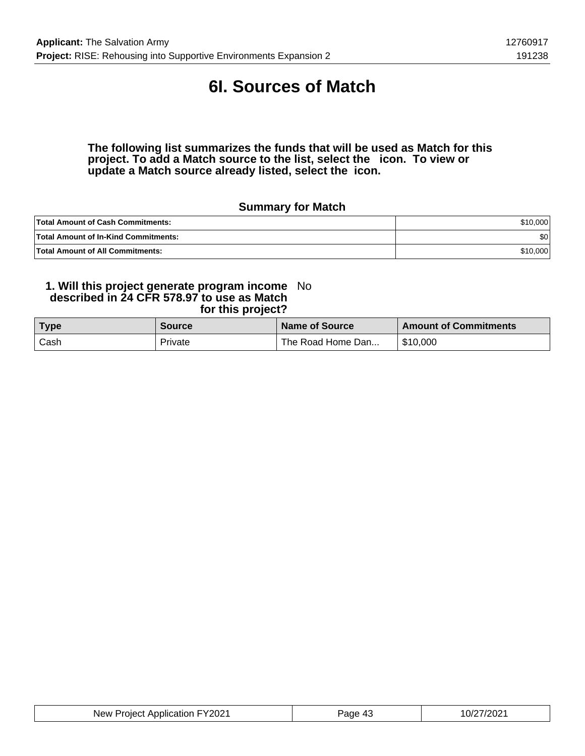# 6I. Sources of Match

**The following list summarizes the funds that will be used as Match for this project. To add a Match source to the list, select the icon. To view or update a Match source already listed, select the icon.**

### Summary for Match

| | |
|---|---|
| **Total Amount of Cash Commitments:** | $10,000 |
| **Total Amount of In-Kind Commitments:** | $0 |
| **Total Amount of All Commitments:** | $10,000 |

**1. Will this project generate program income described in 24 CFR 578.97 to use as Match for this project?** No

| Type | Source | Name of Source | Amount of Commitments |
|---|---|---|---|
| Cash | Private | The Road Home Dan... | $10,000 |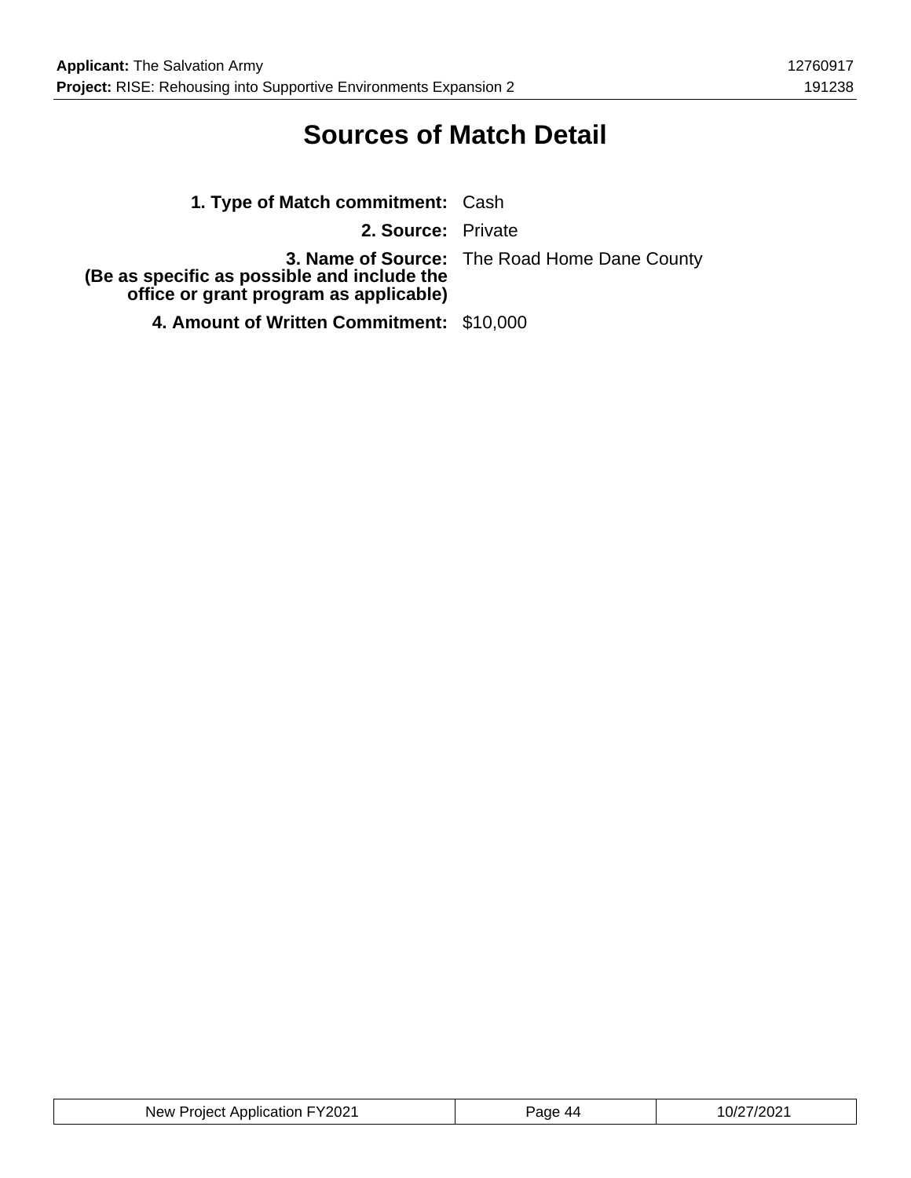# Sources of Match Detail

**1. Type of Match commitment:** Cash

**2. Source:** Private

**3. Name of Source:**
**(Be as specific as possible and include the office or grant program as applicable)** The Road Home Dane County

**4. Amount of Written Commitment:** $10,000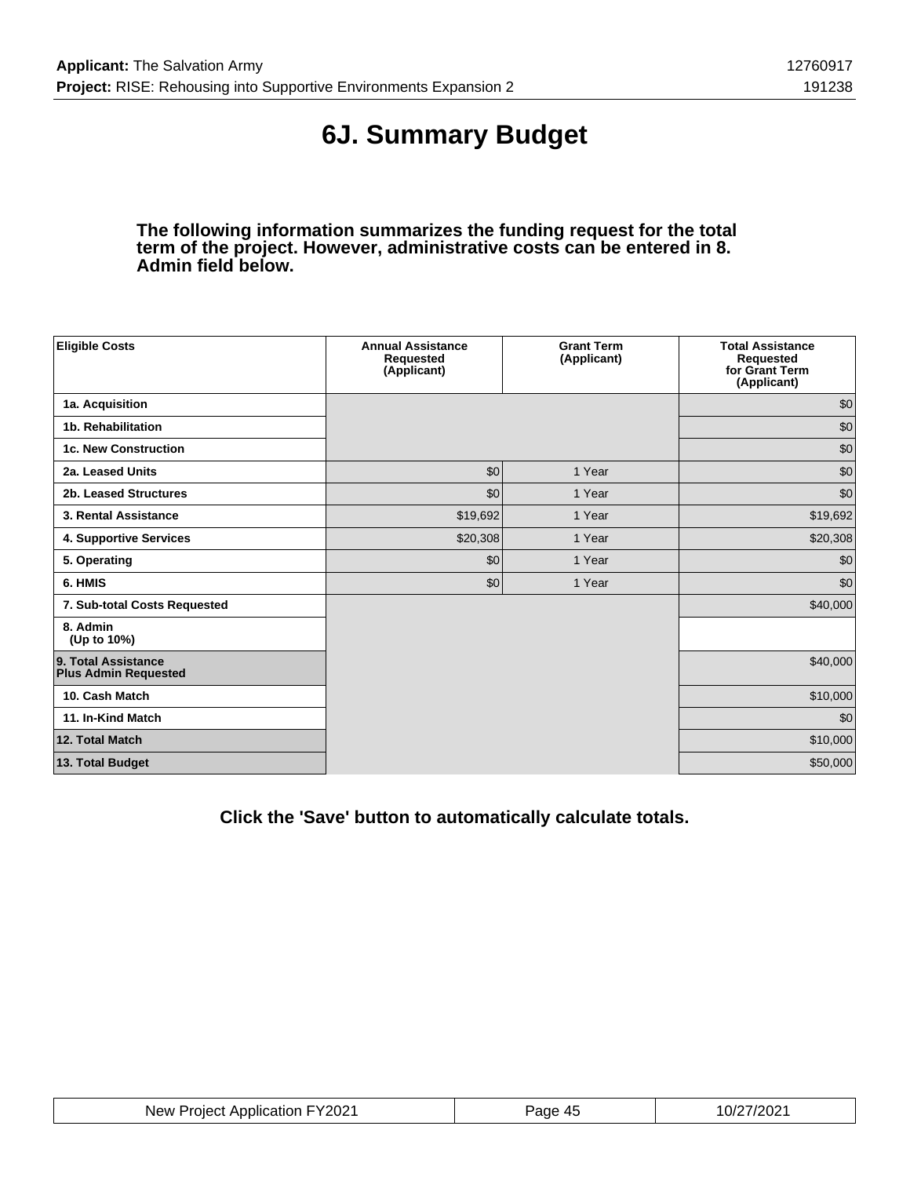# 6J. Summary Budget

**The following information summarizes the funding request for the total term of the project. However, administrative costs can be entered in 8. Admin field below.**

| Eligible Costs | Annual Assistance Requested (Applicant) | Grant Term (Applicant) | Total Assistance Requested for Grant Term (Applicant) |
|---|---|---|---|
| 1a. Acquisition | | | $0 |
| 1b. Rehabilitation | | | $0 |
| 1c. New Construction | | | $0 |
| 2a. Leased Units | $0 | 1 Year | $0 |
| 2b. Leased Structures | $0 | 1 Year | $0 |
| 3. Rental Assistance | $19,692 | 1 Year | $19,692 |
| 4. Supportive Services | $20,308 | 1 Year | $20,308 |
| 5. Operating | $0 | 1 Year | $0 |
| 6. HMIS | $0 | 1 Year | $0 |
| 7. Sub-total Costs Requested | | | $40,000 |
| 8. Admin (Up to 10%) | | | |
| **9. Total Assistance Plus Admin Requested** | | | $40,000 |
| 10. Cash Match | | | $10,000 |
| 11. In-Kind Match | | | $0 |
| **12. Total Match** | | | $10,000 |
| **13. Total Budget** | | | $50,000 |

**Click the 'Save' button to automatically calculate totals.**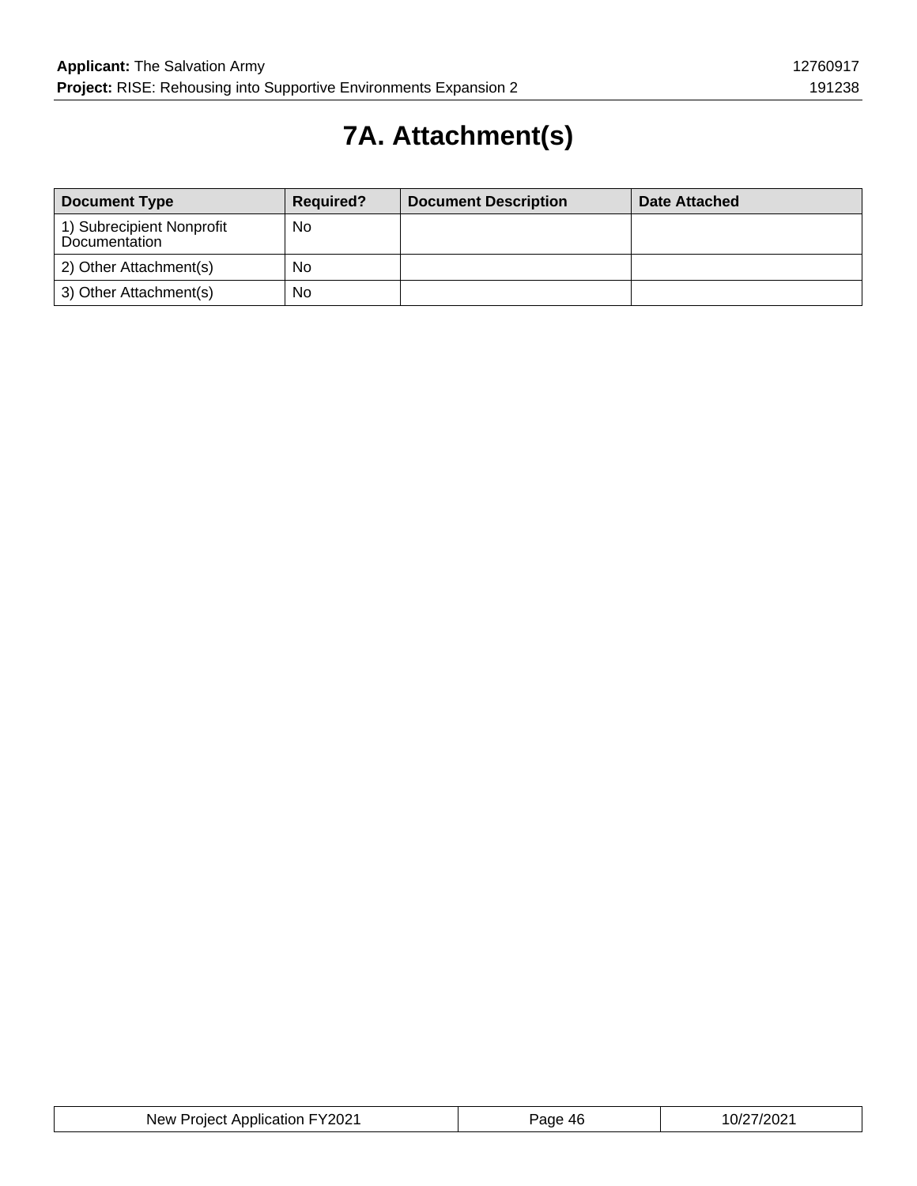# 7A. Attachment(s)

| Document Type | Required? | Document Description | Date Attached |
| --- | --- | --- | --- |
| 1) Subrecipient Nonprofit Documentation | No | | |
| 2) Other Attachment(s) | No | | |
| 3) Other Attachment(s) | No | | |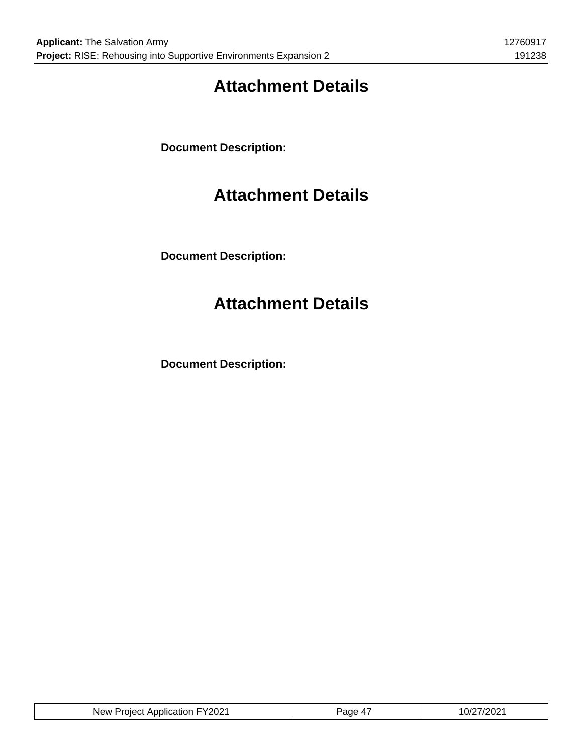# Attachment Details

**Document Description:**

# Attachment Details

**Document Description:**

# Attachment Details

**Document Description:**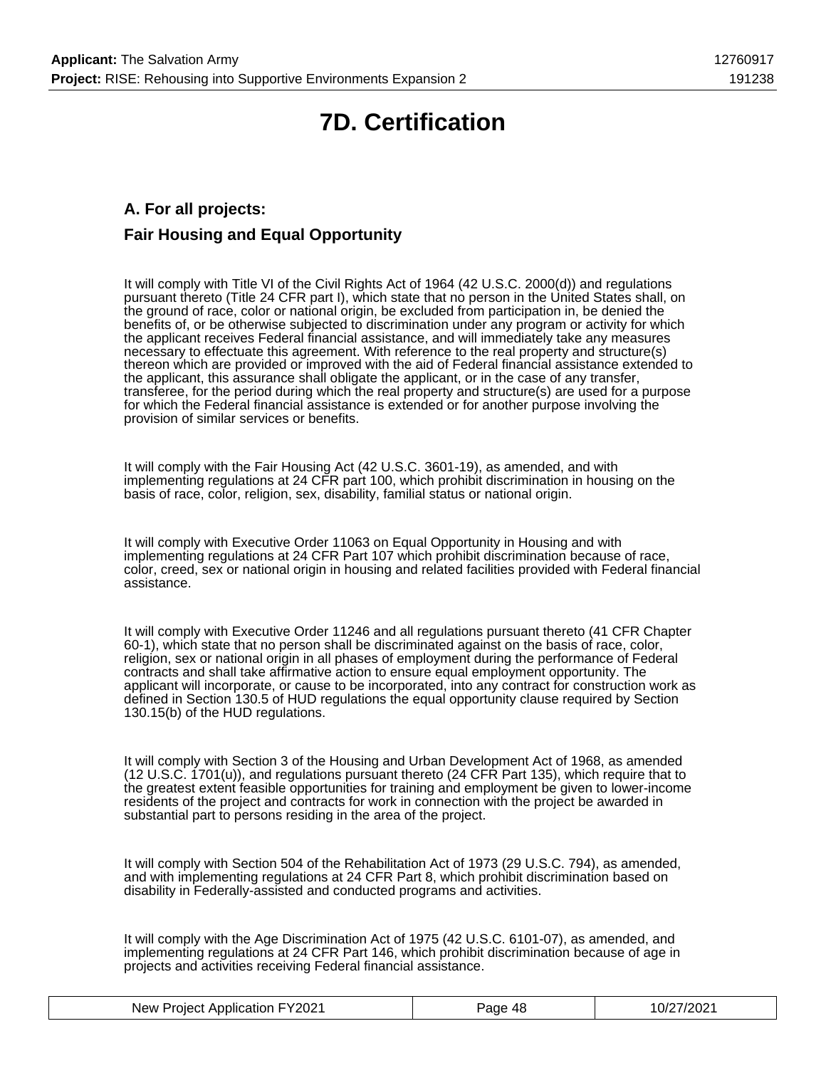# 7D. Certification

## A. For all projects:

## Fair Housing and Equal Opportunity

It will comply with Title VI of the Civil Rights Act of 1964 (42 U.S.C. 2000(d)) and regulations pursuant thereto (Title 24 CFR part I), which state that no person in the United States shall, on the ground of race, color or national origin, be excluded from participation in, be denied the benefits of, or be otherwise subjected to discrimination under any program or activity for which the applicant receives Federal financial assistance, and will immediately take any measures necessary to effectuate this agreement. With reference to the real property and structure(s) thereon which are provided or improved with the aid of Federal financial assistance extended to the applicant, this assurance shall obligate the applicant, or in the case of any transfer, transferee, for the period during which the real property and structure(s) are used for a purpose for which the Federal financial assistance is extended or for another purpose involving the provision of similar services or benefits.

It will comply with the Fair Housing Act (42 U.S.C. 3601-19), as amended, and with implementing regulations at 24 CFR part 100, which prohibit discrimination in housing on the basis of race, color, religion, sex, disability, familial status or national origin.

It will comply with Executive Order 11063 on Equal Opportunity in Housing and with implementing regulations at 24 CFR Part 107 which prohibit discrimination because of race, color, creed, sex or national origin in housing and related facilities provided with Federal financial assistance.

It will comply with Executive Order 11246 and all regulations pursuant thereto (41 CFR Chapter 60-1), which state that no person shall be discriminated against on the basis of race, color, religion, sex or national origin in all phases of employment during the performance of Federal contracts and shall take affirmative action to ensure equal employment opportunity. The applicant will incorporate, or cause to be incorporated, into any contract for construction work as defined in Section 130.5 of HUD regulations the equal opportunity clause required by Section 130.15(b) of the HUD regulations.

It will comply with Section 3 of the Housing and Urban Development Act of 1968, as amended (12 U.S.C. 1701(u)), and regulations pursuant thereto (24 CFR Part 135), which require that to the greatest extent feasible opportunities for training and employment be given to lower-income residents of the project and contracts for work in connection with the project be awarded in substantial part to persons residing in the area of the project.

It will comply with Section 504 of the Rehabilitation Act of 1973 (29 U.S.C. 794), as amended, and with implementing regulations at 24 CFR Part 8, which prohibit discrimination based on disability in Federally-assisted and conducted programs and activities.

It will comply with the Age Discrimination Act of 1975 (42 U.S.C. 6101-07), as amended, and implementing regulations at 24 CFR Part 146, which prohibit discrimination because of age in projects and activities receiving Federal financial assistance.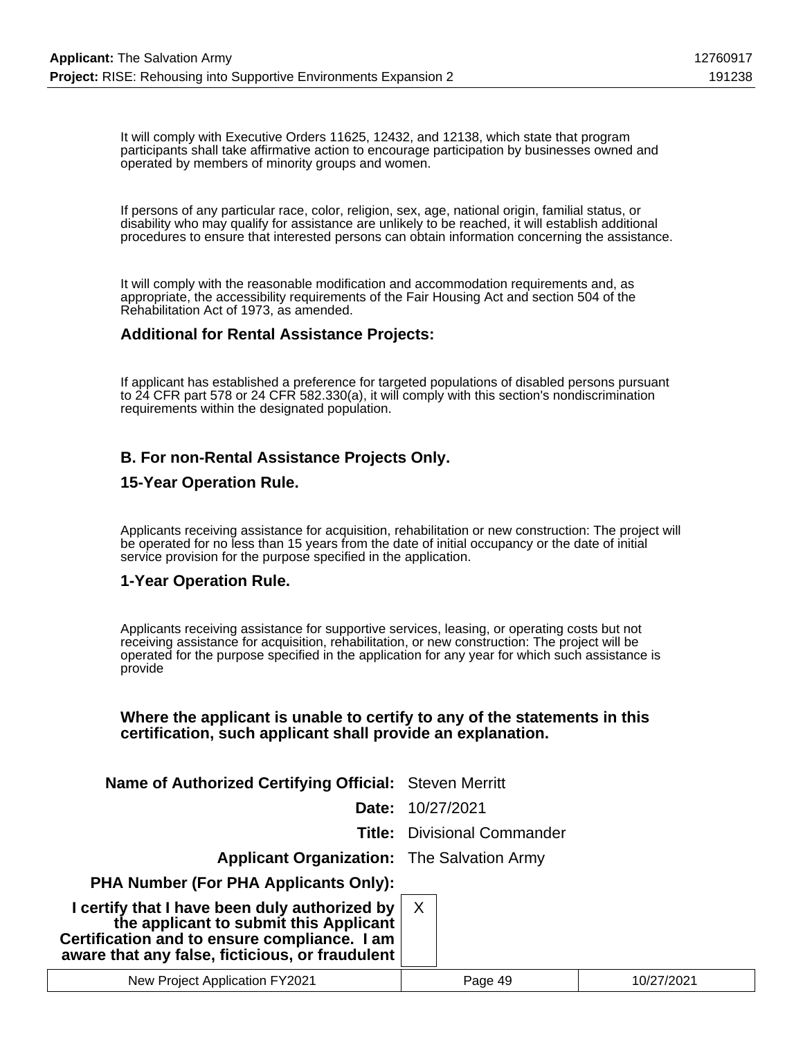It will comply with Executive Orders 11625, 12432, and 12138, which state that program participants shall take affirmative action to encourage participation by businesses owned and operated by members of minority groups and women.

If persons of any particular race, color, religion, sex, age, national origin, familial status, or disability who may qualify for assistance are unlikely to be reached, it will establish additional procedures to ensure that interested persons can obtain information concerning the assistance.

It will comply with the reasonable modification and accommodation requirements and, as appropriate, the accessibility requirements of the Fair Housing Act and section 504 of the Rehabilitation Act of 1973, as amended.

### Additional for Rental Assistance Projects:

If applicant has established a preference for targeted populations of disabled persons pursuant to 24 CFR part 578 or 24 CFR 582.330(a), it will comply with this section's nondiscrimination requirements within the designated population.

### B. For non-Rental Assistance Projects Only.

### 15-Year Operation Rule.

Applicants receiving assistance for acquisition, rehabilitation or new construction: The project will be operated for no less than 15 years from the date of initial occupancy or the date of initial service provision for the purpose specified in the application.

### 1-Year Operation Rule.

Applicants receiving assistance for supportive services, leasing, or operating costs but not receiving assistance for acquisition, rehabilitation, or new construction: The project will be operated for the purpose specified in the application for any year for which such assistance is provide

**Where the applicant is unable to certify to any of the statements in this certification, such applicant shall provide an explanation.**

| | |
|---|---|
| **Name of Authorized Certifying Official:** | Steven Merritt |
| **Date:** | 10/27/2021 |
| **Title:** | Divisional Commander |
| **Applicant Organization:** | The Salvation Army |
| **PHA Number (For PHA Applicants Only):** | |
| **I certify that I have been duly authorized by the applicant to submit this Applicant Certification and to ensure compliance. I am aware that any false, ficticious, or fraudulent** | X |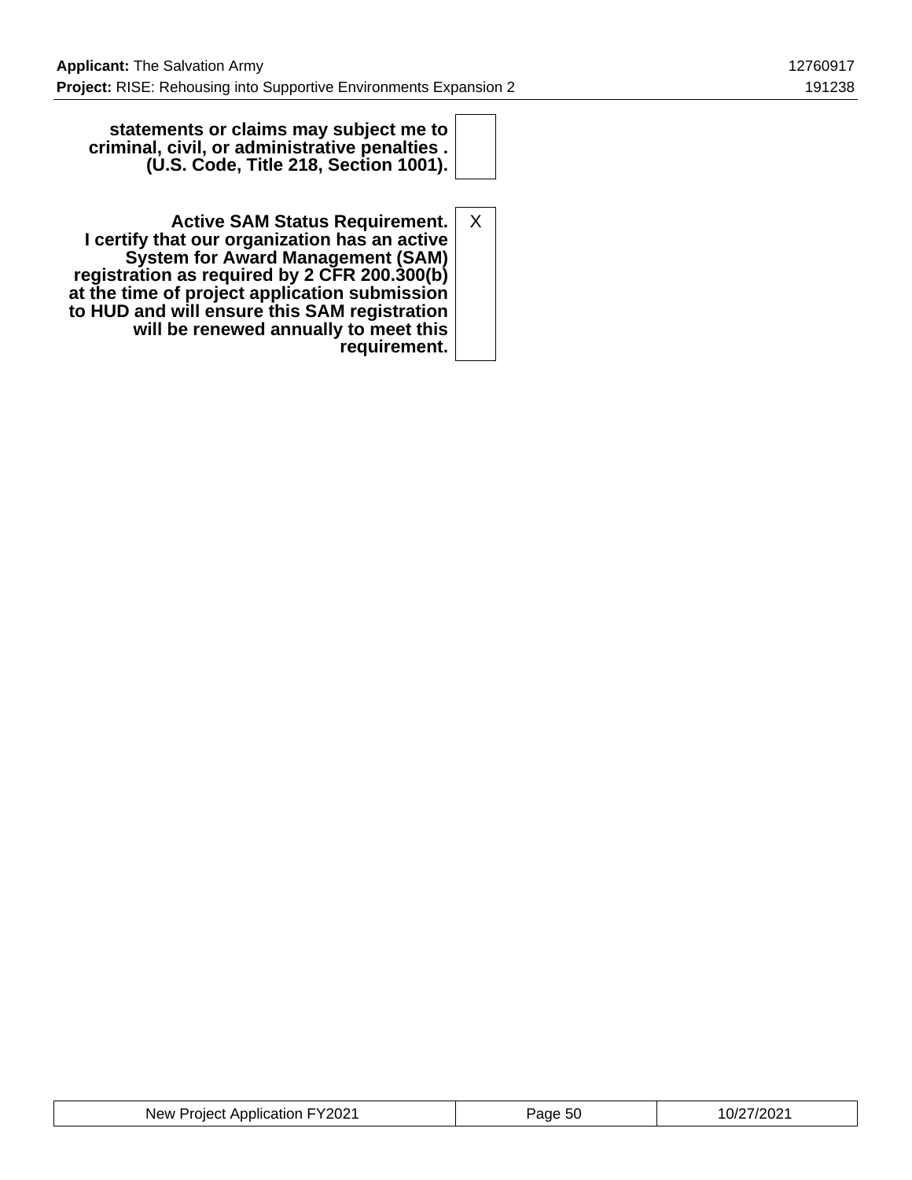| | |
|---|---|
| **statements or claims may subject me to criminal, civil, or administrative penalties . (U.S. Code, Title 218, Section 1001).** | |
| **Active SAM Status Requirement. I certify that our organization has an active System for Award Management (SAM) registration as required by 2 CFR 200.300(b) at the time of project application submission to HUD and will ensure this SAM registration will be renewed annually to meet this requirement.** | X |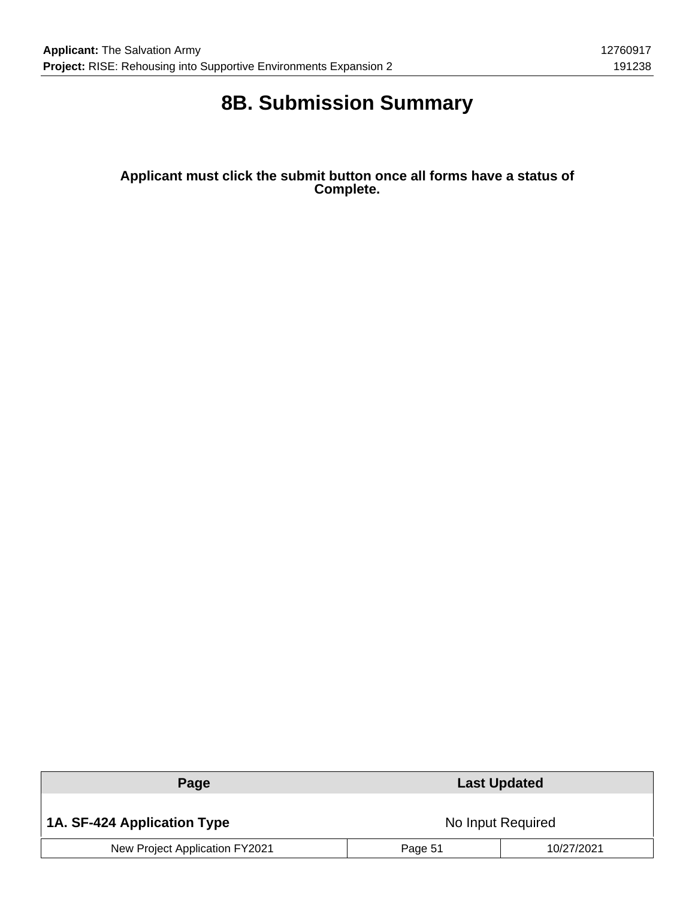# 8B. Submission Summary

**Applicant must click the submit button once all forms have a status of Complete.**

| Page | Last Updated |
|---|---|
| **1A. SF-424 Application Type** | No Input Required |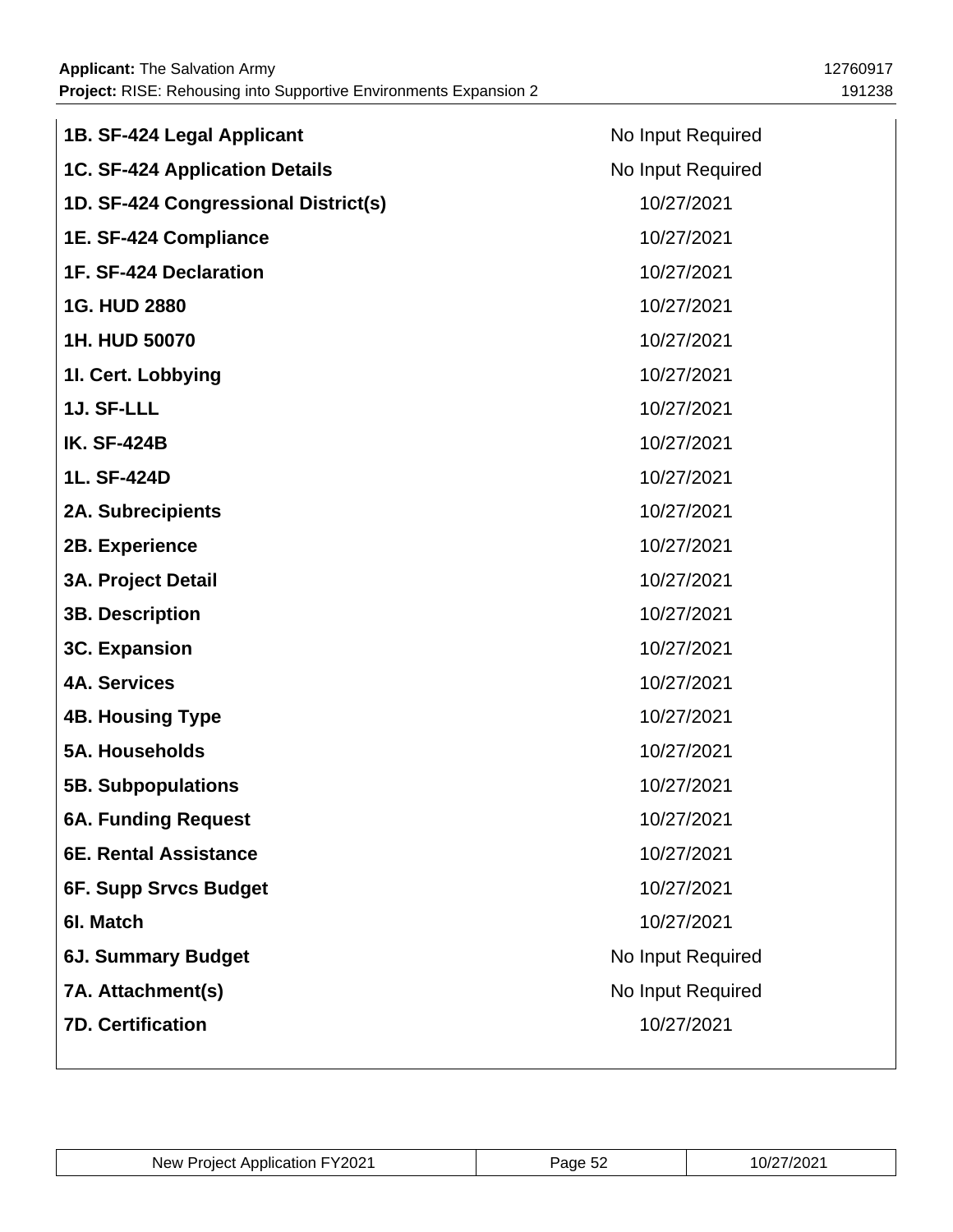| | |
|---|---|
| **1B. SF-424 Legal Applicant** | No Input Required |
| **1C. SF-424 Application Details** | No Input Required |
| **1D. SF-424 Congressional District(s)** | 10/27/2021 |
| **1E. SF-424 Compliance** | 10/27/2021 |
| **1F. SF-424 Declaration** | 10/27/2021 |
| **1G. HUD 2880** | 10/27/2021 |
| **1H. HUD 50070** | 10/27/2021 |
| **1I. Cert. Lobbying** | 10/27/2021 |
| **1J. SF-LLL** | 10/27/2021 |
| **IK. SF-424B** | 10/27/2021 |
| **1L. SF-424D** | 10/27/2021 |
| **2A. Subrecipients** | 10/27/2021 |
| **2B. Experience** | 10/27/2021 |
| **3A. Project Detail** | 10/27/2021 |
| **3B. Description** | 10/27/2021 |
| **3C. Expansion** | 10/27/2021 |
| **4A. Services** | 10/27/2021 |
| **4B. Housing Type** | 10/27/2021 |
| **5A. Households** | 10/27/2021 |
| **5B. Subpopulations** | 10/27/2021 |
| **6A. Funding Request** | 10/27/2021 |
| **6E. Rental Assistance** | 10/27/2021 |
| **6F. Supp Srvcs Budget** | 10/27/2021 |
| **6I. Match** | 10/27/2021 |
| **6J. Summary Budget** | No Input Required |
| **7A. Attachment(s)** | No Input Required |
| **7D. Certification** | 10/27/2021 |